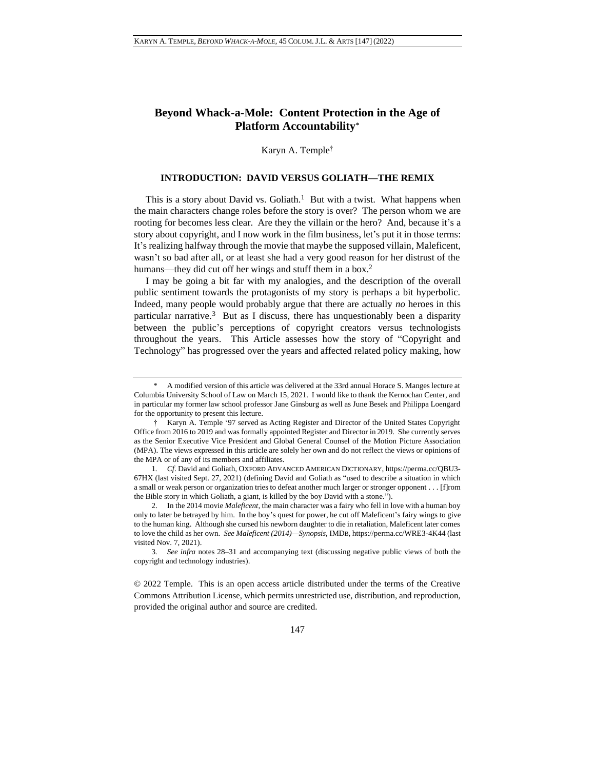# Beyond Whack-a-Mole: Content Protection in the Age of Platform Accountability*

Karyn A. Temple†

## INTRODUCTION: DAVID VERSUS GOLIATH—THE REMIX

This is a story about David vs. Goliath.[1] But with a twist. What happens when the main characters change roles before the story is over? The person whom we are rooting for becomes less clear. Are they the villain or the hero? And, because it's a story about copyright, and I now work in the film business, let's put it in those terms: It's realizing halfway through the movie that maybe the supposed villain, Maleficent, wasn't so bad after all, or at least she had a very good reason for her distrust of the humans—they did cut off her wings and stuff them in a box.[2]

I may be going a bit far with my analogies, and the description of the overall public sentiment towards the protagonists of my story is perhaps a bit hyperbolic. Indeed, many people would probably argue that there are actually *no* heroes in this particular narrative.[3] But as I discuss, there has unquestionably been a disparity between the public's perceptions of copyright creators versus technologists throughout the years. This Article assesses how the story of "Copyright and Technology" has progressed over the years and affected related policy making, how

---

\* A modified version of this article was delivered at the 33rd annual Horace S. Manges lecture at Columbia University School of Law on March 15, 2021. I would like to thank the Kernochan Center, and in particular my former law school professor Jane Ginsburg as well as June Besek and Philippa Loengard for the opportunity to present this lecture.

† Karyn A. Temple '97 served as Acting Register and Director of the United States Copyright Office from 2016 to 2019 and was formally appointed Register and Director in 2019. She currently serves as the Senior Executive Vice President and Global General Counsel of the Motion Picture Association (MPA). The views expressed in this article are solely her own and do not reflect the views or opinions of the MPA or of any of its members and affiliates.

1. *Cf.* David and Goliath, OXFORD ADVANCED AMERICAN DICTIONARY, https://perma.cc/QBU3-67HX (last visited Sept. 27, 2021) (defining David and Goliath as "used to describe a situation in which a small or weak person or organization tries to defeat another much larger or stronger opponent . . . [f]rom the Bible story in which Goliath, a giant, is killed by the boy David with a stone.").

2. In the 2014 movie *Maleficent*, the main character was a fairy who fell in love with a human boy only to later be betrayed by him. In the boy's quest for power, he cut off Maleficent's fairy wings to give to the human king. Although she cursed his newborn daughter to die in retaliation, Maleficent later comes to love the child as her own. *See Maleficent (2014)—Synopsis*, IMDB, https://perma.cc/WRE3-4K44 (last visited Nov. 7, 2021).

3. *See infra* notes 28–31 and accompanying text (discussing negative public views of both the copyright and technology industries).

© 2022 Temple. This is an open access article distributed under the terms of the Creative Commons Attribution License, which permits unrestricted use, distribution, and reproduction, provided the original author and source are credited.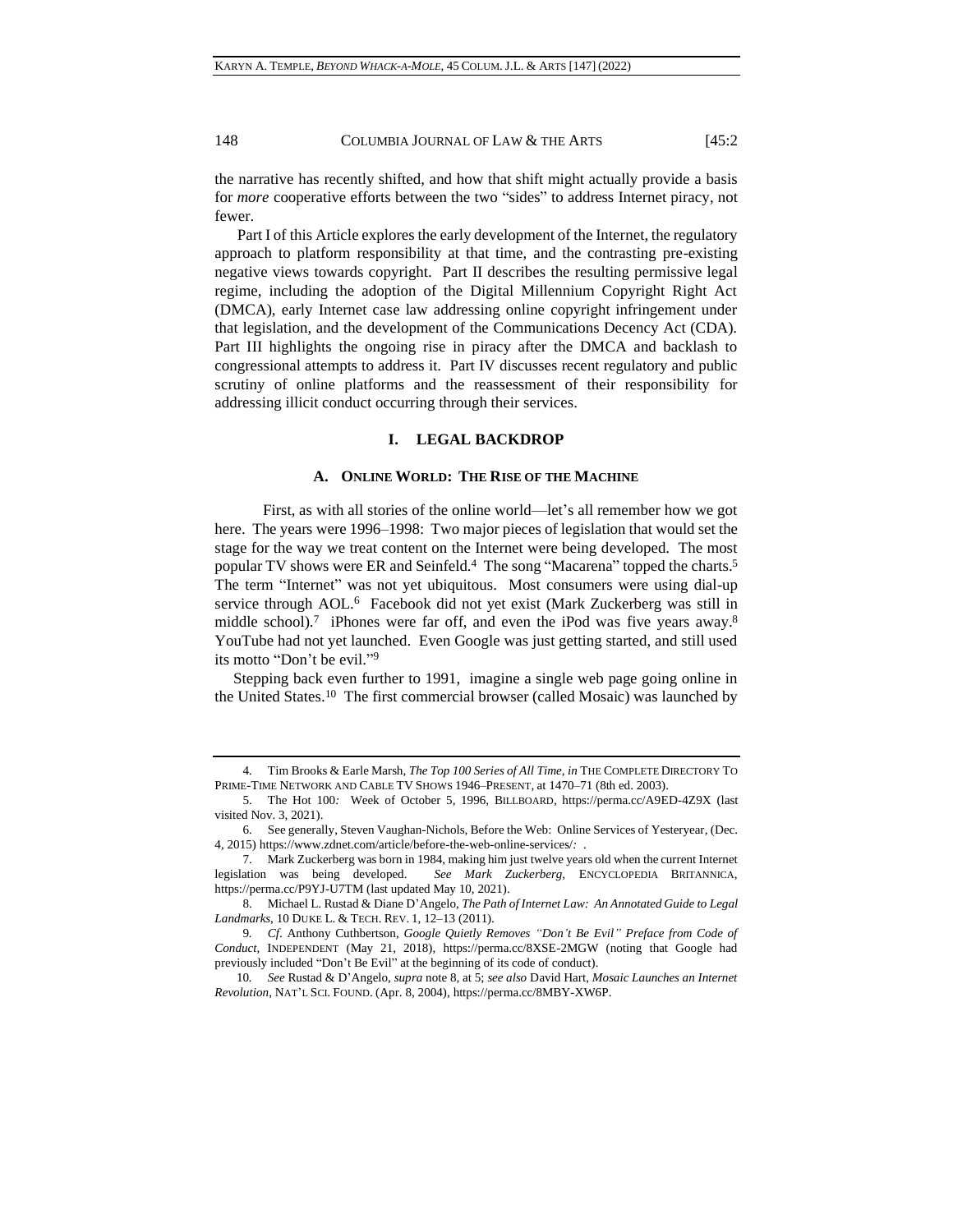the narrative has recently shifted, and how that shift might actually provide a basis for *more* cooperative efforts between the two "sides" to address Internet piracy, not fewer.

Part I of this Article explores the early development of the Internet, the regulatory approach to platform responsibility at that time, and the contrasting pre-existing negative views towards copyright. Part II describes the resulting permissive legal regime, including the adoption of the Digital Millennium Copyright Right Act (DMCA), early Internet case law addressing online copyright infringement under that legislation, and the development of the Communications Decency Act (CDA). Part III highlights the ongoing rise in piracy after the DMCA and backlash to congressional attempts to address it. Part IV discusses recent regulatory and public scrutiny of online platforms and the reassessment of their responsibility for addressing illicit conduct occurring through their services.

## I. LEGAL BACKDROP

### A. ONLINE WORLD: THE RISE OF THE MACHINE

First, as with all stories of the online world—let's all remember how we got here. The years were 1996–1998: Two major pieces of legislation that would set the stage for the way we treat content on the Internet were being developed. The most popular TV shows were ER and Seinfeld.[4] The song "Macarena" topped the charts.[5] The term "Internet" was not yet ubiquitous. Most consumers were using dial-up service through AOL.[6] Facebook did not yet exist (Mark Zuckerberg was still in middle school).[7] iPhones were far off, and even the iPod was five years away.[8] YouTube had not yet launched. Even Google was just getting started, and still used its motto "Don't be evil."[9]

Stepping back even further to 1991, imagine a single web page going online in the United States.[10] The first commercial browser (called Mosaic) was launched by

---

4. Tim Brooks & Earle Marsh, *The Top 100 Series of All Time*, *in* THE COMPLETE DIRECTORY TO PRIME-TIME NETWORK AND CABLE TV SHOWS 1946–PRESENT, at 1470–71 (8th ed. 2003).

5. The Hot 100: Week of October 5, 1996, BILLBOARD, https://perma.cc/A9ED-4Z9X (last visited Nov. 3, 2021).

6. See generally, Steven Vaughan-Nichols, Before the Web: Online Services of Yesteryear, (Dec. 4, 2015) https://www.zdnet.com/article/before-the-web-online-services/: .

7. Mark Zuckerberg was born in 1984, making him just twelve years old when the current Internet legislation was being developed. *See Mark Zuckerberg*, ENCYCLOPEDIA BRITANNICA, https://perma.cc/P9YJ-U7TM (last updated May 10, 2021).

8. Michael L. Rustad & Diane D'Angelo, *The Path of Internet Law: An Annotated Guide to Legal Landmarks*, 10 DUKE L. & TECH. REV. 1, 12–13 (2011).

9. *Cf*. Anthony Cuthbertson, *Google Quietly Removes "Don't Be Evil" Preface from Code of Conduct*, INDEPENDENT (May 21, 2018), https://perma.cc/8XSE-2MGW (noting that Google had previously included "Don't Be Evil" at the beginning of its code of conduct).

10. *See* Rustad & D'Angelo, *supra* note 8, at 5; *see also* David Hart, *Mosaic Launches an Internet Revolution*, NAT'L SCI. FOUND. (Apr. 8, 2004), https://perma.cc/8MBY-XW6P.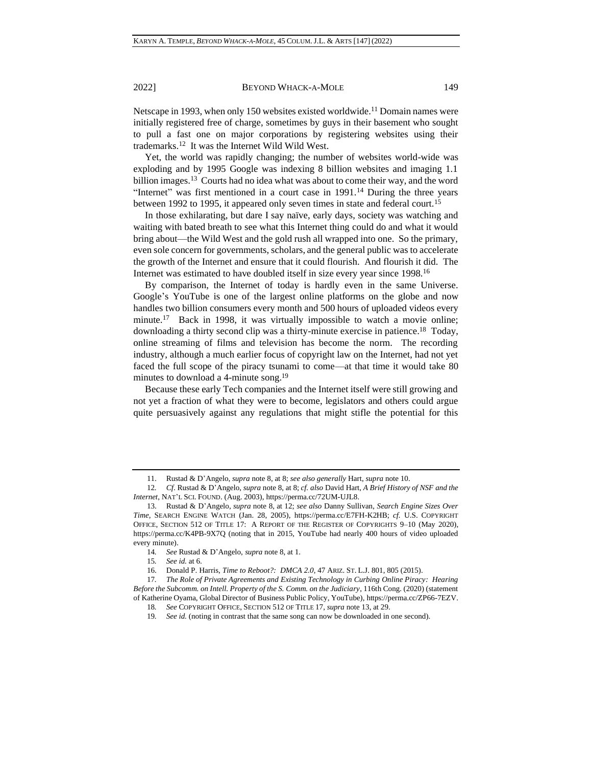Netscape in 1993, when only 150 websites existed worldwide.[11] Domain names were initially registered free of charge, sometimes by guys in their basement who sought to pull a fast one on major corporations by registering websites using their trademarks.[12] It was the Internet Wild Wild West.

Yet, the world was rapidly changing; the number of websites world-wide was exploding and by 1995 Google was indexing 8 billion websites and imaging 1.1 billion images.[13] Courts had no idea what was about to come their way, and the word "Internet" was first mentioned in a court case in 1991.[14] During the three years between 1992 to 1995, it appeared only seven times in state and federal court.[15]

In those exhilarating, but dare I say naïve, early days, society was watching and waiting with bated breath to see what this Internet thing could do and what it would bring about—the Wild West and the gold rush all wrapped into one. So the primary, even sole concern for governments, scholars, and the general public was to accelerate the growth of the Internet and ensure that it could flourish. And flourish it did. The Internet was estimated to have doubled itself in size every year since 1998.[16]

By comparison, the Internet of today is hardly even in the same Universe. Google's YouTube is one of the largest online platforms on the globe and now handles two billion consumers every month and 500 hours of uploaded videos every minute.[17] Back in 1998, it was virtually impossible to watch a movie online; downloading a thirty second clip was a thirty-minute exercise in patience.[18] Today, online streaming of films and television has become the norm. The recording industry, although a much earlier focus of copyright law on the Internet, had not yet faced the full scope of the piracy tsunami to come—at that time it would take 80 minutes to download a 4-minute song.[19]

Because these early Tech companies and the Internet itself were still growing and not yet a fraction of what they were to become, legislators and others could argue quite persuasively against any regulations that might stifle the potential for this

---

11. Rustad & D'Angelo, *supra* note 8, at 8; *see also generally* Hart, *supra* note 10.

12. *Cf.* Rustad & D'Angelo, *supra* note 8, at 8; *cf. also* David Hart, *A Brief History of NSF and the Internet*, NAT'L SCI. FOUND. (Aug. 2003), https://perma.cc/72UM-UJL8.

13. Rustad & D'Angelo, *supra* note 8, at 12; *see also* Danny Sullivan, *Search Engine Sizes Over Time*, SEARCH ENGINE WATCH (Jan. 28, 2005), https://perma.cc/E7FH-K2HB; *cf.* U.S. COPYRIGHT OFFICE, SECTION 512 OF TITLE 17: A REPORT OF THE REGISTER OF COPYRIGHTS 9–10 (May 2020), https://perma.cc/K4PB-9X7Q (noting that in 2015, YouTube had nearly 400 hours of video uploaded every minute).

14. *See* Rustad & D'Angelo, *supra* note 8, at 1.

15. *See id.* at 6.

16. Donald P. Harris, *Time to Reboot?: DMCA 2.0*, 47 ARIZ. ST. L.J. 801, 805 (2015).

17. *The Role of Private Agreements and Existing Technology in Curbing Online Piracy: Hearing Before the Subcomm. on Intell. Property of the S. Comm. on the Judiciary*, 116th Cong. (2020) (statement of Katherine Oyama, Global Director of Business Public Policy, YouTube), https://perma.cc/ZP66-7EZV.

18. *See* COPYRIGHT OFFICE, SECTION 512 OF TITLE 17, *supra* note 13, at 29.

19. *See id.* (noting in contrast that the same song can now be downloaded in one second).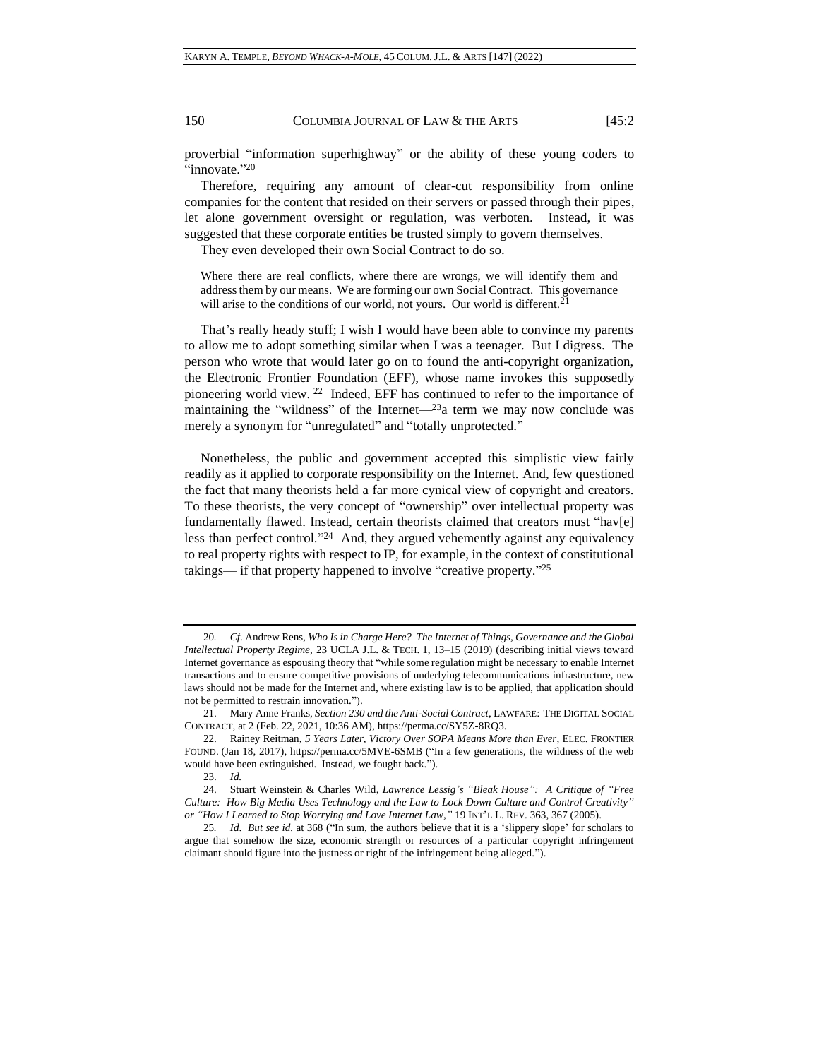proverbial "information superhighway" or the ability of these young coders to "innovate."[20]

Therefore, requiring any amount of clear-cut responsibility from online companies for the content that resided on their servers or passed through their pipes, let alone government oversight or regulation, was verboten. Instead, it was suggested that these corporate entities be trusted simply to govern themselves.

They even developed their own Social Contract to do so.

> Where there are real conflicts, where there are wrongs, we will identify them and address them by our means. We are forming our own Social Contract. This governance will arise to the conditions of our world, not yours. Our world is different.[21]

That's really heady stuff; I wish I would have been able to convince my parents to allow me to adopt something similar when I was a teenager. But I digress. The person who wrote that would later go on to found the anti-copyright organization, the Electronic Frontier Foundation (EFF), whose name invokes this supposedly pioneering world view. [22] Indeed, EFF has continued to refer to the importance of maintaining the "wildness" of the Internet—[23]a term we may now conclude was merely a synonym for "unregulated" and "totally unprotected."

Nonetheless, the public and government accepted this simplistic view fairly readily as it applied to corporate responsibility on the Internet. And, few questioned the fact that many theorists held a far more cynical view of copyright and creators. To these theorists, the very concept of "ownership" over intellectual property was fundamentally flawed. Instead, certain theorists claimed that creators must "hav[e] less than perfect control."[24] And, they argued vehemently against any equivalency to real property rights with respect to IP, for example, in the context of constitutional takings— if that property happened to involve "creative property."[25]

---

20. *Cf.* Andrew Rens, *Who Is in Charge Here? The Internet of Things, Governance and the Global Intellectual Property Regime*, 23 UCLA J.L. & TECH. 1, 13–15 (2019) (describing initial views toward Internet governance as espousing theory that "while some regulation might be necessary to enable Internet transactions and to ensure competitive provisions of underlying telecommunications infrastructure, new laws should not be made for the Internet and, where existing law is to be applied, that application should not be permitted to restrain innovation.").

21. Mary Anne Franks, *Section 230 and the Anti-Social Contract*, LAWFARE: THE DIGITAL SOCIAL CONTRACT, at 2 (Feb. 22, 2021, 10:36 AM), https://perma.cc/SY5Z-8RQ3.

22. Rainey Reitman, *5 Years Later, Victory Over SOPA Means More than Ever*, ELEC. FRONTIER FOUND. (Jan 18, 2017), https://perma.cc/5MVE-6SMB ("In a few generations, the wildness of the web would have been extinguished. Instead, we fought back.").

23. *Id.*

24. Stuart Weinstein & Charles Wild, *Lawrence Lessig's "Bleak House": A Critique of "Free Culture: How Big Media Uses Technology and the Law to Lock Down Culture and Control Creativity" or "How I Learned to Stop Worrying and Love Internet Law,"* 19 INT'L L. REV. 363, 367 (2005).

25. *Id. But see id.* at 368 ("In sum, the authors believe that it is a 'slippery slope' for scholars to argue that somehow the size, economic strength or resources of a particular copyright infringement claimant should figure into the justness or right of the infringement being alleged.").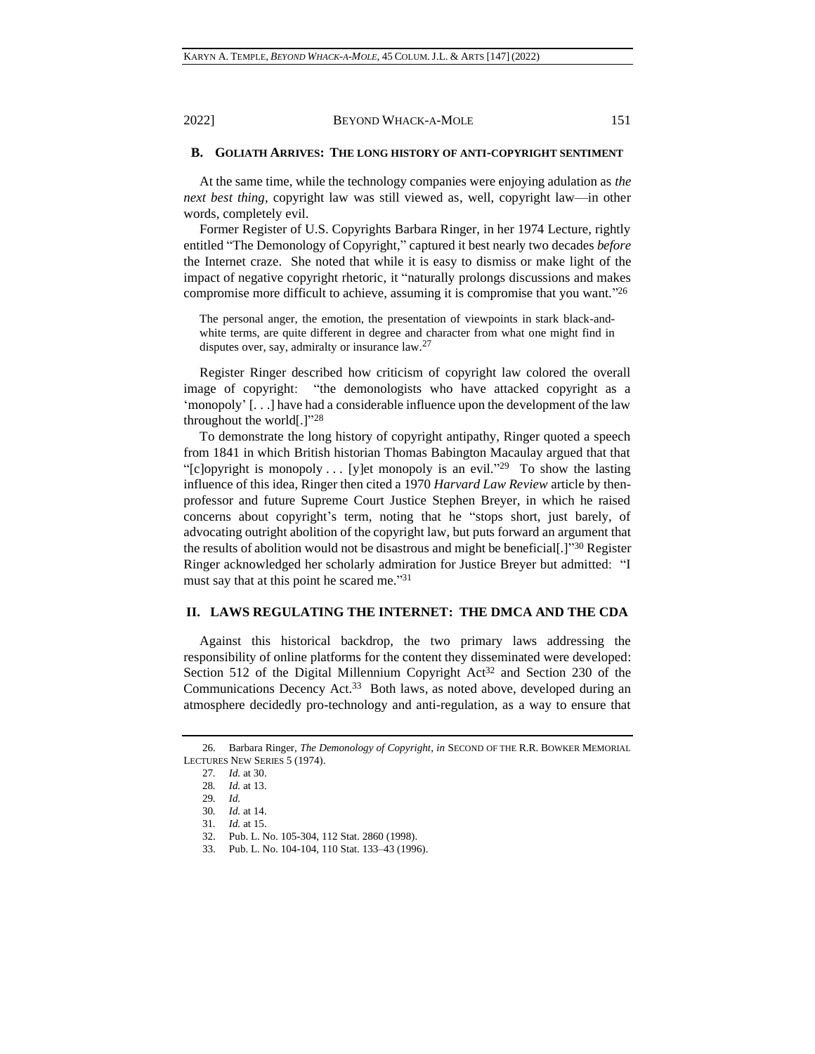### B. GOLIATH ARRIVES: THE LONG HISTORY OF ANTI-COPYRIGHT SENTIMENT

At the same time, while the technology companies were enjoying adulation as *the next best thing*, copyright law was still viewed as, well, copyright law—in other words, completely evil.

Former Register of U.S. Copyrights Barbara Ringer, in her 1974 Lecture, rightly entitled "The Demonology of Copyright," captured it best nearly two decades *before* the Internet craze. She noted that while it is easy to dismiss or make light of the impact of negative copyright rhetoric, it "naturally prolongs discussions and makes compromise more difficult to achieve, assuming it is compromise that you want."[26]

> The personal anger, the emotion, the presentation of viewpoints in stark black-and-white terms, are quite different in degree and character from what one might find in disputes over, say, admiralty or insurance law.[27]

Register Ringer described how criticism of copyright law colored the overall image of copyright: "the demonologists who have attacked copyright as a 'monopoly' [. . .] have had a considerable influence upon the development of the law throughout the world[.]"[28]

To demonstrate the long history of copyright antipathy, Ringer quoted a speech from 1841 in which British historian Thomas Babington Macaulay argued that that "[c]opyright is monopoly . . . [y]et monopoly is an evil."[29] To show the lasting influence of this idea, Ringer then cited a 1970 *Harvard Law Review* article by then-professor and future Supreme Court Justice Stephen Breyer, in which he raised concerns about copyright's term, noting that he "stops short, just barely, of advocating outright abolition of the copyright law, but puts forward an argument that the results of abolition would not be disastrous and might be beneficial[.]"[30] Register Ringer acknowledged her scholarly admiration for Justice Breyer but admitted: "I must say that at this point he scared me."[31]

## II. LAWS REGULATING THE INTERNET: THE DMCA AND THE CDA

Against this historical backdrop, the two primary laws addressing the responsibility of online platforms for the content they disseminated were developed: Section 512 of the Digital Millennium Copyright Act[32] and Section 230 of the Communications Decency Act.[33] Both laws, as noted above, developed during an atmosphere decidedly pro-technology and anti-regulation, as a way to ensure that

---

26. Barbara Ringer, *The Demonology of Copyright*, *in* SECOND OF THE R.R. BOWKER MEMORIAL LECTURES NEW SERIES 5 (1974).

27. *Id.* at 30.

28. *Id.* at 13.

29. *Id.*

30. *Id.* at 14.

31. *Id.* at 15.

32. Pub. L. No. 105-304, 112 Stat. 2860 (1998).

33. Pub. L. No. 104-104, 110 Stat. 133–43 (1996).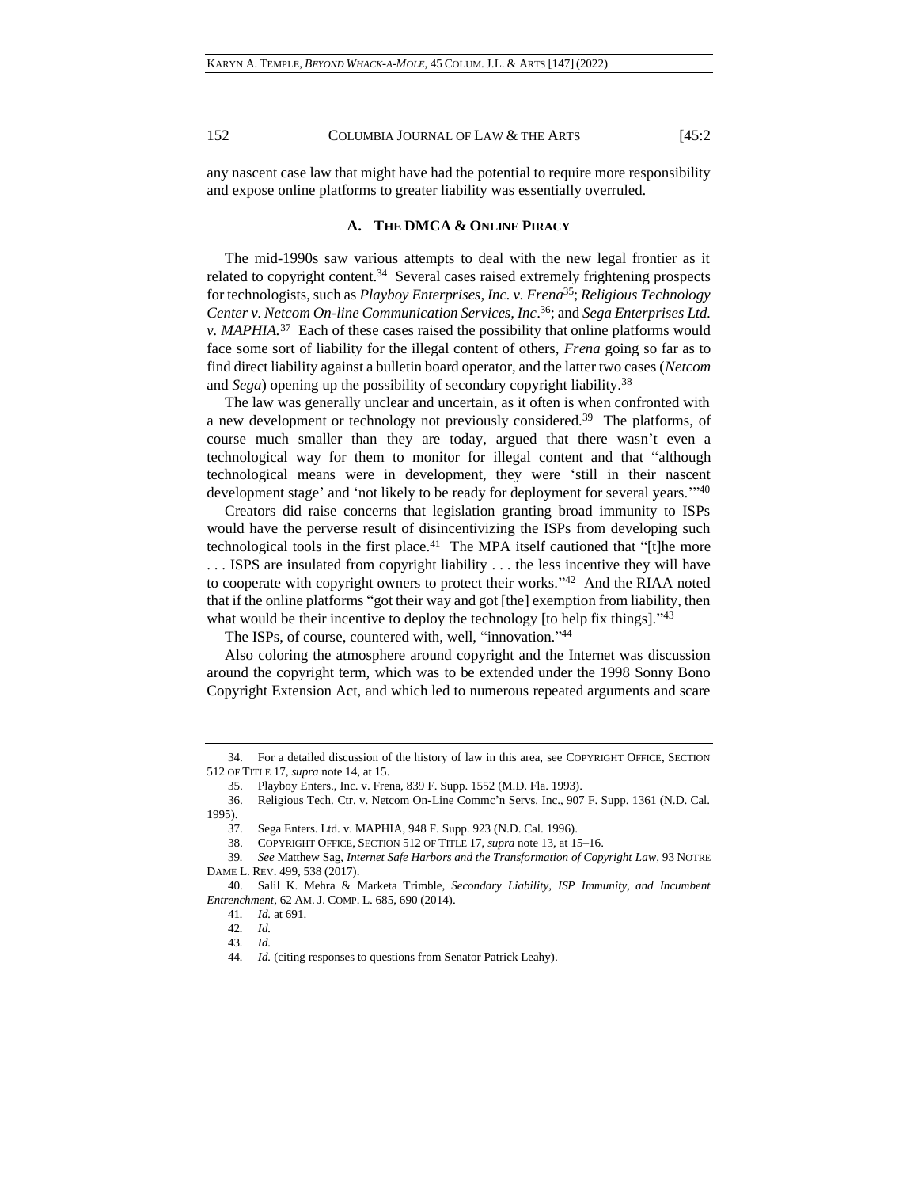any nascent case law that might have had the potential to require more responsibility and expose online platforms to greater liability was essentially overruled.

### A. THE DMCA & ONLINE PIRACY

The mid-1990s saw various attempts to deal with the new legal frontier as it related to copyright content.[34] Several cases raised extremely frightening prospects for technologists, such as *Playboy Enterprises, Inc. v. Frena*[35]; *Religious Technology Center v. Netcom On-line Communication Services, Inc*.[36]; and *Sega Enterprises Ltd. v. MAPHIA.*[37] Each of these cases raised the possibility that online platforms would face some sort of liability for the illegal content of others, *Frena* going so far as to find direct liability against a bulletin board operator, and the latter two cases (*Netcom* and *Sega*) opening up the possibility of secondary copyright liability.[38]

The law was generally unclear and uncertain, as it often is when confronted with a new development or technology not previously considered.[39] The platforms, of course much smaller than they are today, argued that there wasn't even a technological way for them to monitor for illegal content and that "although technological means were in development, they were 'still in their nascent development stage' and 'not likely to be ready for deployment for several years.'"[40]

Creators did raise concerns that legislation granting broad immunity to ISPs would have the perverse result of disincentivizing the ISPs from developing such technological tools in the first place.[41] The MPA itself cautioned that "[t]he more . . . ISPS are insulated from copyright liability . . . the less incentive they will have to cooperate with copyright owners to protect their works."[42] And the RIAA noted that if the online platforms "got their way and got [the] exemption from liability, then what would be their incentive to deploy the technology [to help fix things]."[43]

The ISPs, of course, countered with, well, "innovation."[44]

Also coloring the atmosphere around copyright and the Internet was discussion around the copyright term, which was to be extended under the 1998 Sonny Bono Copyright Extension Act, and which led to numerous repeated arguments and scare

---

34. For a detailed discussion of the history of law in this area, see COPYRIGHT OFFICE, SECTION 512 OF TITLE 17, *supra* note 14, at 15.

35. Playboy Enters., Inc. v. Frena, 839 F. Supp. 1552 (M.D. Fla. 1993).

36. Religious Tech. Ctr. v. Netcom On-Line Commc'n Servs. Inc., 907 F. Supp. 1361 (N.D. Cal. 1995).

37. Sega Enters. Ltd. v. MAPHIA, 948 F. Supp. 923 (N.D. Cal. 1996).

38. COPYRIGHT OFFICE, SECTION 512 OF TITLE 17, *supra* note 13, at 15–16.

39. *See* Matthew Sag, *Internet Safe Harbors and the Transformation of Copyright Law*, 93 NOTRE DAME L. REV. 499, 538 (2017).

40. Salil K. Mehra & Marketa Trimble, *Secondary Liability, ISP Immunity, and Incumbent Entrenchment*, 62 AM. J. COMP. L. 685, 690 (2014).

41. *Id.* at 691.

42. *Id.*

43. *Id.*

44. *Id.* (citing responses to questions from Senator Patrick Leahy).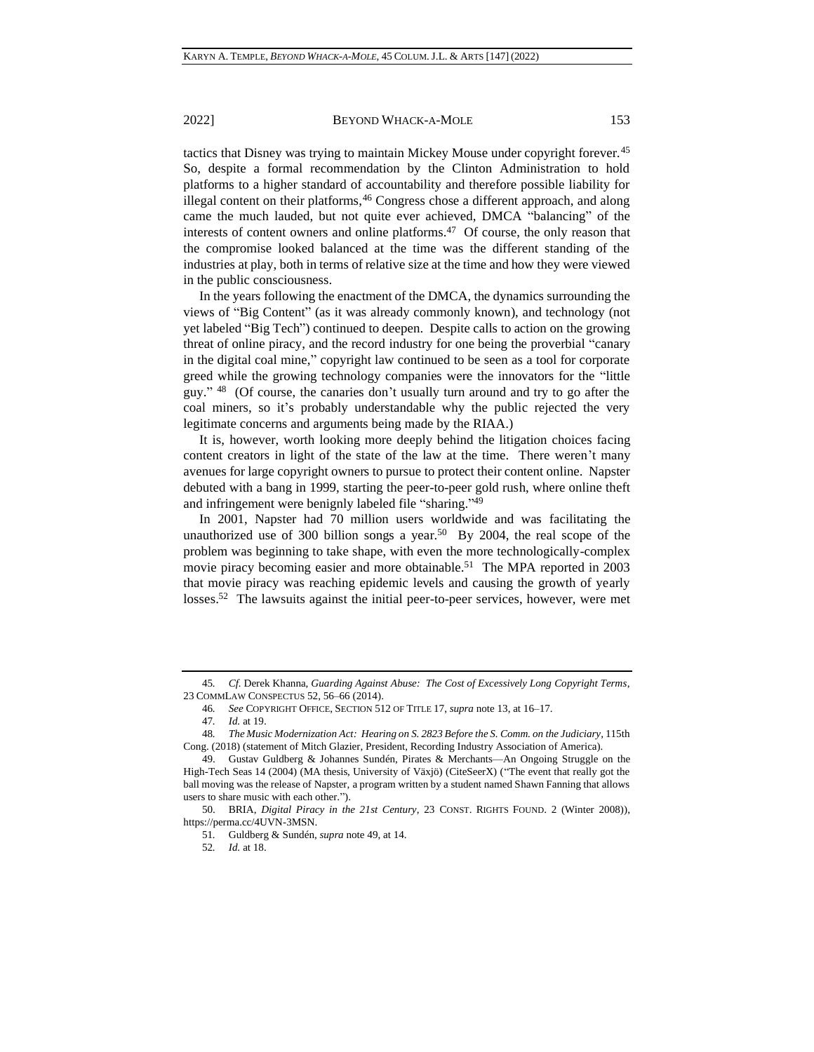tactics that Disney was trying to maintain Mickey Mouse under copyright forever.[45] So, despite a formal recommendation by the Clinton Administration to hold platforms to a higher standard of accountability and therefore possible liability for illegal content on their platforms,[46] Congress chose a different approach, and along came the much lauded, but not quite ever achieved, DMCA "balancing" of the interests of content owners and online platforms.[47] Of course, the only reason that the compromise looked balanced at the time was the different standing of the industries at play, both in terms of relative size at the time and how they were viewed in the public consciousness.

In the years following the enactment of the DMCA, the dynamics surrounding the views of "Big Content" (as it was already commonly known), and technology (not yet labeled "Big Tech") continued to deepen. Despite calls to action on the growing threat of online piracy, and the record industry for one being the proverbial "canary in the digital coal mine," copyright law continued to be seen as a tool for corporate greed while the growing technology companies were the innovators for the "little guy." [48] (Of course, the canaries don't usually turn around and try to go after the coal miners, so it's probably understandable why the public rejected the very legitimate concerns and arguments being made by the RIAA.)

It is, however, worth looking more deeply behind the litigation choices facing content creators in light of the state of the law at the time. There weren't many avenues for large copyright owners to pursue to protect their content online. Napster debuted with a bang in 1999, starting the peer-to-peer gold rush, where online theft and infringement were benignly labeled file "sharing."[49]

In 2001, Napster had 70 million users worldwide and was facilitating the unauthorized use of 300 billion songs a year.[50] By 2004, the real scope of the problem was beginning to take shape, with even the more technologically-complex movie piracy becoming easier and more obtainable.[51] The MPA reported in 2003 that movie piracy was reaching epidemic levels and causing the growth of yearly losses.[52] The lawsuits against the initial peer-to-peer services, however, were met

---

45. *Cf.* Derek Khanna, *Guarding Against Abuse: The Cost of Excessively Long Copyright Terms*, 23 COMMLAW CONSPECTUS 52, 56–66 (2014).

46. *See* COPYRIGHT OFFICE, SECTION 512 OF TITLE 17, *supra* note 13, at 16–17.

47. *Id.* at 19.

48. *The Music Modernization Act: Hearing on S. 2823 Before the S. Comm. on the Judiciary*, 115th Cong. (2018) (statement of Mitch Glazier, President, Recording Industry Association of America).

49. Gustav Guldberg & Johannes Sundén, Pirates & Merchants—An Ongoing Struggle on the High-Tech Seas 14 (2004) (MA thesis, University of Växjö) (CiteSeerX) ("The event that really got the ball moving was the release of Napster, a program written by a student named Shawn Fanning that allows users to share music with each other.").

50. BRIA, *Digital Piracy in the 21st Century*, 23 CONST. RIGHTS FOUND. 2 (Winter 2008)), https://perma.cc/4UVN-3MSN.

51. Guldberg & Sundén, *supra* note 49, at 14.

52. *Id.* at 18.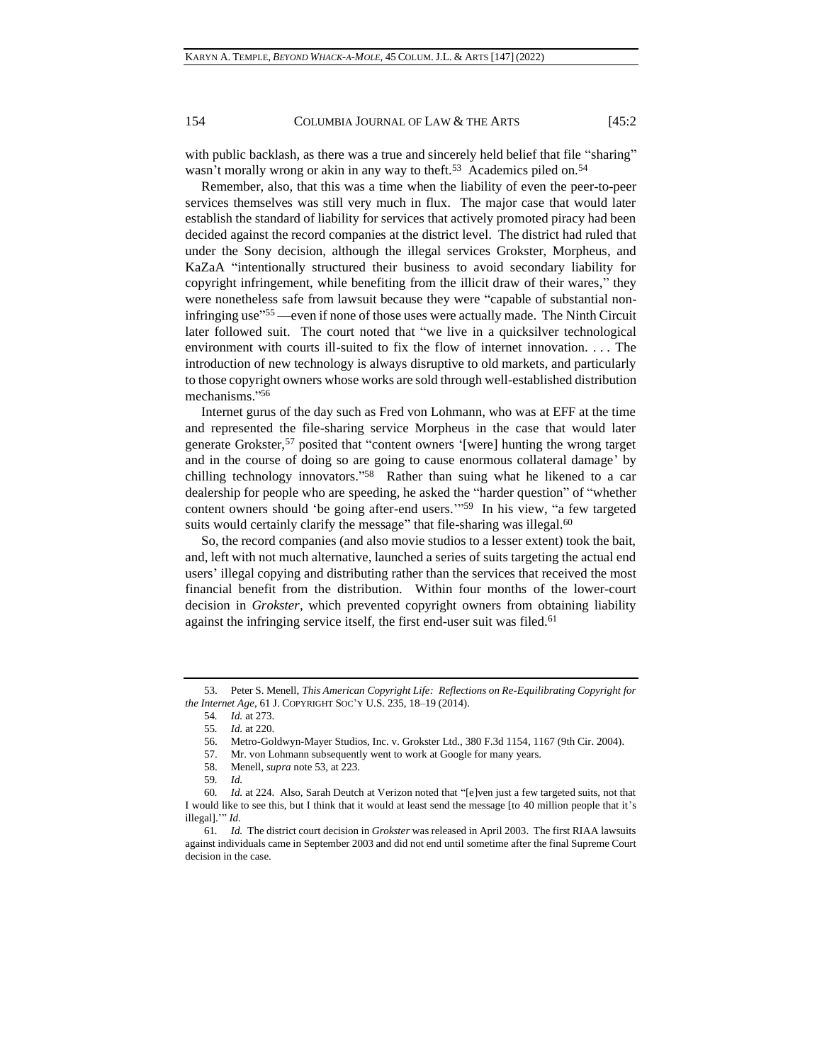with public backlash, as there was a true and sincerely held belief that file "sharing" wasn't morally wrong or akin in any way to theft.[53] Academics piled on.[54]

Remember, also, that this was a time when the liability of even the peer-to-peer services themselves was still very much in flux. The major case that would later establish the standard of liability for services that actively promoted piracy had been decided against the record companies at the district level. The district had ruled that under the Sony decision, although the illegal services Grokster, Morpheus, and KaZaA "intentionally structured their business to avoid secondary liability for copyright infringement, while benefiting from the illicit draw of their wares," they were nonetheless safe from lawsuit because they were "capable of substantial non-infringing use"[55] —even if none of those uses were actually made. The Ninth Circuit later followed suit. The court noted that "we live in a quicksilver technological environment with courts ill-suited to fix the flow of internet innovation. . . . The introduction of new technology is always disruptive to old markets, and particularly to those copyright owners whose works are sold through well-established distribution mechanisms."[56]

Internet gurus of the day such as Fred von Lohmann, who was at EFF at the time and represented the file-sharing service Morpheus in the case that would later generate Grokster,[57] posited that "content owners '[were] hunting the wrong target and in the course of doing so are going to cause enormous collateral damage' by chilling technology innovators."[58] Rather than suing what he likened to a car dealership for people who are speeding, he asked the "harder question" of "whether content owners should 'be going after-end users.'"[59] In his view, "a few targeted suits would certainly clarify the message" that file-sharing was illegal.[60]

So, the record companies (and also movie studios to a lesser extent) took the bait, and, left with not much alternative, launched a series of suits targeting the actual end users' illegal copying and distributing rather than the services that received the most financial benefit from the distribution. Within four months of the lower-court decision in *Grokster*, which prevented copyright owners from obtaining liability against the infringing service itself, the first end-user suit was filed.[61]

---

53. Peter S. Menell, *This American Copyright Life: Reflections on Re-Equilibrating Copyright for the Internet Age*, 61 J. COPYRIGHT SOC'Y U.S. 235, 18–19 (2014).

54. *Id.* at 273.

55. *Id.* at 220.

56. Metro-Goldwyn-Mayer Studios, Inc. v. Grokster Ltd., 380 F.3d 1154, 1167 (9th Cir. 2004).

57. Mr. von Lohmann subsequently went to work at Google for many years.

58. Menell, *supra* note 53, at 223.

59. *Id.*

60. *Id.* at 224. Also, Sarah Deutch at Verizon noted that "[e]ven just a few targeted suits, not that I would like to see this, but I think that it would at least send the message [to 40 million people that it's illegal].'" *Id.*

61. *Id.* The district court decision in *Grokster* was released in April 2003. The first RIAA lawsuits against individuals came in September 2003 and did not end until sometime after the final Supreme Court decision in the case.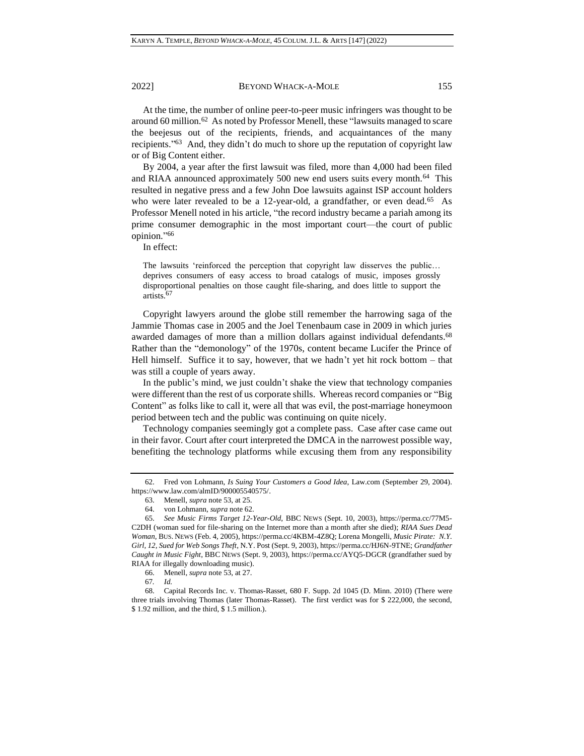At the time, the number of online peer-to-peer music infringers was thought to be around 60 million.[62] As noted by Professor Menell, these "lawsuits managed to scare the beejesus out of the recipients, friends, and acquaintances of the many recipients."[63] And, they didn't do much to shore up the reputation of copyright law or of Big Content either.

By 2004, a year after the first lawsuit was filed, more than 4,000 had been filed and RIAA announced approximately 500 new end users suits every month.[64] This resulted in negative press and a few John Doe lawsuits against ISP account holders who were later revealed to be a 12-year-old, a grandfather, or even dead.[65] As Professor Menell noted in his article, "the record industry became a pariah among its prime consumer demographic in the most important court—the court of public opinion."[66]

In effect:

> The lawsuits 'reinforced the perception that copyright law disserves the public… deprives consumers of easy access to broad catalogs of music, imposes grossly disproportional penalties on those caught file-sharing, and does little to support the artists.[67]

Copyright lawyers around the globe still remember the harrowing saga of the Jammie Thomas case in 2005 and the Joel Tenenbaum case in 2009 in which juries awarded damages of more than a million dollars against individual defendants.[68] Rather than the "demonology" of the 1970s, content became Lucifer the Prince of Hell himself. Suffice it to say, however, that we hadn't yet hit rock bottom – that was still a couple of years away.

In the public's mind, we just couldn't shake the view that technology companies were different than the rest of us corporate shills. Whereas record companies or "Big Content" as folks like to call it, were all that was evil, the post-marriage honeymoon period between tech and the public was continuing on quite nicely.

Technology companies seemingly got a complete pass. Case after case came out in their favor. Court after court interpreted the DMCA in the narrowest possible way, benefiting the technology platforms while excusing them from any responsibility

---

62. Fred von Lohmann, *Is Suing Your Customers a Good Idea*, Law.com (September 29, 2004). https://www.law.com/almID/900005540575/.

63. Menell, *supra* note 53, at 25.

64. von Lohmann, *supra* note 62.

65. *See Music Firms Target 12-Year-Old*, BBC NEWS (Sept. 10, 2003), https://perma.cc/77M5-C2DH (woman sued for file-sharing on the Internet more than a month after she died); *RIAA Sues Dead Woman*, BUS. NEWS (Feb. 4, 2005), https://perma.cc/4KBM-4Z8Q; Lorena Mongelli, *Music Pirate: N.Y. Girl, 12, Sued for Web Songs Theft*, N.Y. Post (Sept. 9, 2003), https://perma.cc/HJ6N-9TNE; *Grandfather Caught in Music Fight*, BBC NEWS (Sept. 9, 2003), https://perma.cc/AYQ5-DGCR (grandfather sued by RIAA for illegally downloading music).

66. Menell, *supra* note 53, at 27.

67. *Id.*

68. Capital Records Inc. v. Thomas-Rasset, 680 F. Supp. 2d 1045 (D. Minn. 2010) (There were three trials involving Thomas (later Thomas-Rasset). The first verdict was for \$ 222,000, the second, \$ 1.92 million, and the third, \$ 1.5 million.).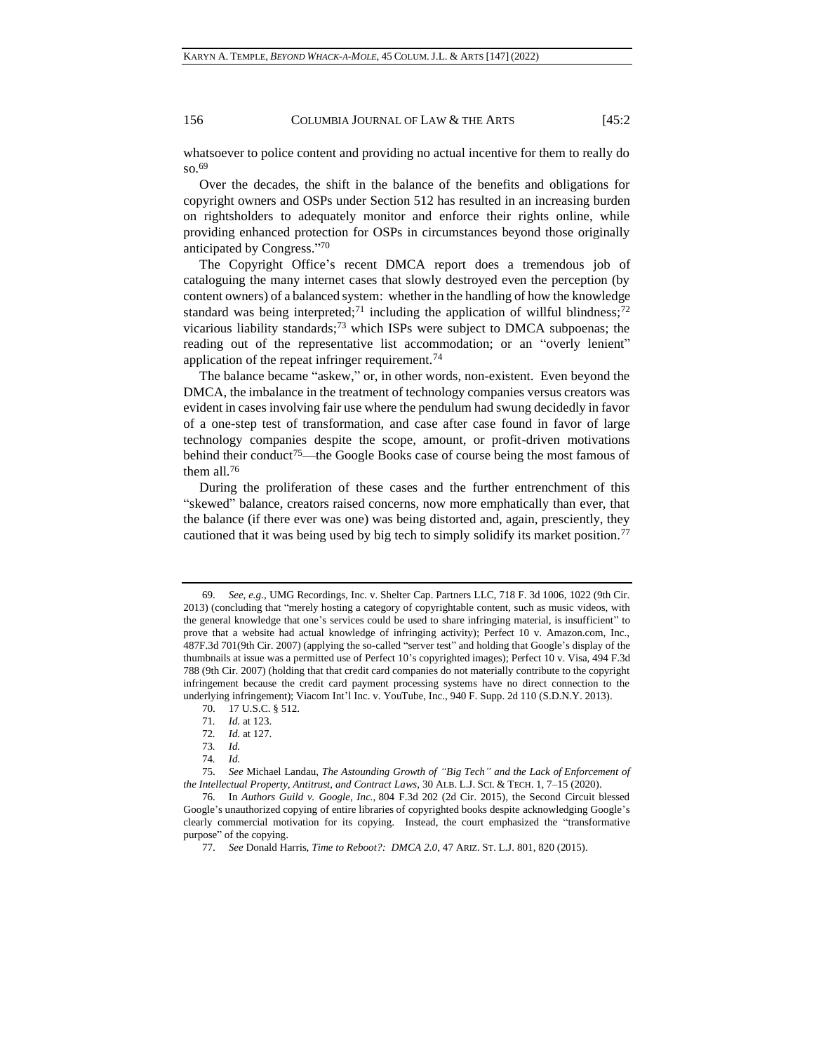whatsoever to police content and providing no actual incentive for them to really do so.[69]

Over the decades, the shift in the balance of the benefits and obligations for copyright owners and OSPs under Section 512 has resulted in an increasing burden on rightsholders to adequately monitor and enforce their rights online, while providing enhanced protection for OSPs in circumstances beyond those originally anticipated by Congress."[70]

The Copyright Office's recent DMCA report does a tremendous job of cataloguing the many internet cases that slowly destroyed even the perception (by content owners) of a balanced system: whether in the handling of how the knowledge standard was being interpreted;[71] including the application of willful blindness;[72] vicarious liability standards;[73] which ISPs were subject to DMCA subpoenas; the reading out of the representative list accommodation; or an "overly lenient" application of the repeat infringer requirement.[74]

The balance became "askew," or, in other words, non-existent. Even beyond the DMCA, the imbalance in the treatment of technology companies versus creators was evident in cases involving fair use where the pendulum had swung decidedly in favor of a one-step test of transformation, and case after case found in favor of large technology companies despite the scope, amount, or profit-driven motivations behind their conduct[75]—the Google Books case of course being the most famous of them all.[76]

During the proliferation of these cases and the further entrenchment of this "skewed" balance, creators raised concerns, now more emphatically than ever, that the balance (if there ever was one) was being distorted and, again, presciently, they cautioned that it was being used by big tech to simply solidify its market position.[77]

---

69. *See, e.g.*, UMG Recordings, Inc. v. Shelter Cap. Partners LLC, 718 F. 3d 1006, 1022 (9th Cir. 2013) (concluding that "merely hosting a category of copyrightable content, such as music videos, with the general knowledge that one's services could be used to share infringing material, is insufficient" to prove that a website had actual knowledge of infringing activity); Perfect 10 v. Amazon.com, Inc., 487F.3d 701(9th Cir. 2007) (applying the so-called "server test" and holding that Google's display of the thumbnails at issue was a permitted use of Perfect 10's copyrighted images); Perfect 10 v. Visa, 494 F.3d 788 (9th Cir. 2007) (holding that that credit card companies do not materially contribute to the copyright infringement because the credit card payment processing systems have no direct connection to the underlying infringement); Viacom Int'l Inc. v. YouTube, Inc., 940 F. Supp. 2d 110 (S.D.N.Y. 2013).

70. 17 U.S.C. § 512.

71. *Id.* at 123.

72. *Id.* at 127.

73. *Id.*

74. *Id.*

75. *See* Michael Landau, *The Astounding Growth of "Big Tech" and the Lack of Enforcement of the Intellectual Property, Antitrust, and Contract Laws*, 30 ALB. L.J. SCI. & TECH. 1, 7–15 (2020).

76. In *Authors Guild v. Google, Inc.*, 804 F.3d 202 (2d Cir. 2015), the Second Circuit blessed Google's unauthorized copying of entire libraries of copyrighted books despite acknowledging Google's clearly commercial motivation for its copying. Instead, the court emphasized the "transformative purpose" of the copying.

77. *See* Donald Harris, *Time to Reboot?: DMCA 2.0*, 47 ARIZ. ST. L.J. 801, 820 (2015).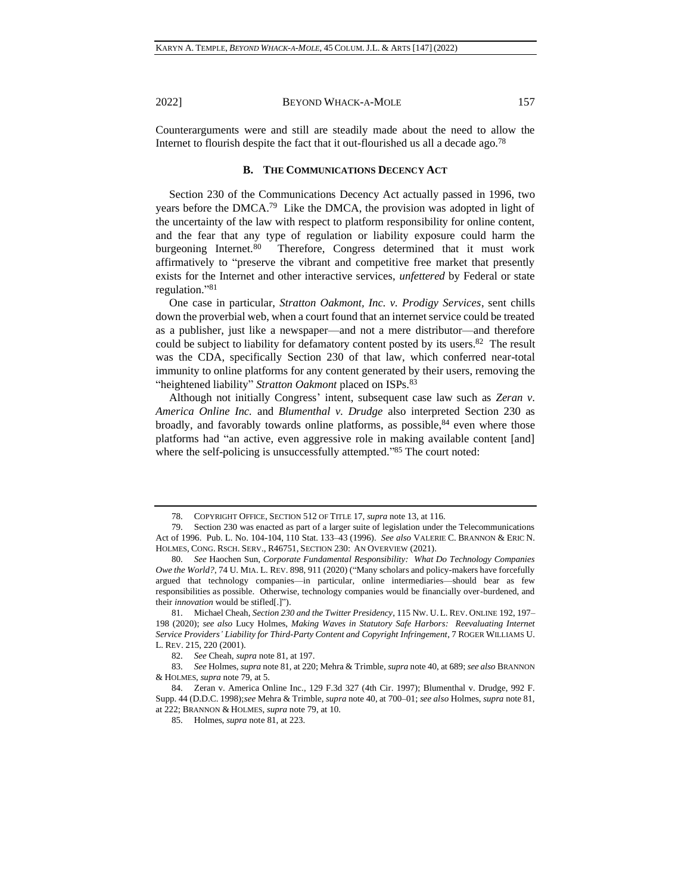Counterarguments were and still are steadily made about the need to allow the Internet to flourish despite the fact that it out-flourished us all a decade ago.[78]

### B. The Communications Decency Act

Section 230 of the Communications Decency Act actually passed in 1996, two years before the DMCA.[79] Like the DMCA, the provision was adopted in light of the uncertainty of the law with respect to platform responsibility for online content, and the fear that any type of regulation or liability exposure could harm the burgeoning Internet.[80] Therefore, Congress determined that it must work affirmatively to "preserve the vibrant and competitive free market that presently exists for the Internet and other interactive services, *unfettered* by Federal or state regulation."[81]

One case in particular, *Stratton Oakmont, Inc. v. Prodigy Services*, sent chills down the proverbial web, when a court found that an internet service could be treated as a publisher, just like a newspaper—and not a mere distributor—and therefore could be subject to liability for defamatory content posted by its users.[82] The result was the CDA, specifically Section 230 of that law, which conferred near-total immunity to online platforms for any content generated by their users, removing the "heightened liability" *Stratton Oakmont* placed on ISPs.[83]

Although not initially Congress' intent, subsequent case law such as *Zeran v. America Online Inc.* and *Blumenthal v. Drudge* also interpreted Section 230 as broadly, and favorably towards online platforms, as possible,[84] even where those platforms had "an active, even aggressive role in making available content [and] where the self-policing is unsuccessfully attempted."[85] The court noted:

---

78. Copyright Office, Section 512 of Title 17, *supra* note 13, at 116.

79. Section 230 was enacted as part of a larger suite of legislation under the Telecommunications Act of 1996. Pub. L. No. 104-104, 110 Stat. 133–43 (1996). *See also* Valerie C. Brannon & Eric N. Holmes, Cong. Rsch. Serv., R46751, Section 230: An Overview (2021).

80. *See* Haochen Sun, *Corporate Fundamental Responsibility: What Do Technology Companies Owe the World?*, 74 U. Mia. L. Rev. 898, 911 (2020) ("Many scholars and policy-makers have forcefully argued that technology companies—in particular, online intermediaries—should bear as few responsibilities as possible. Otherwise, technology companies would be financially over-burdened, and their *innovation* would be stifled[.]").

81. Michael Cheah, *Section 230 and the Twitter Presidency*, 115 Nw. U. L. Rev. Online 192, 197–198 (2020); *see also* Lucy Holmes, *Making Waves in Statutory Safe Harbors: Reevaluating Internet Service Providers' Liability for Third-Party Content and Copyright Infringement*, 7 Roger Williams U. L. Rev. 215, 220 (2001).

82. *See* Cheah, *supra* note 81, at 197.

83. *See* Holmes, *supra* note 81, at 220; Mehra & Trimble, *supra* note 40, at 689; *see also* Brannon & Holmes, *supra* note 79, at 5.

84. Zeran v. America Online Inc., 129 F.3d 327 (4th Cir. 1997); Blumenthal v. Drudge, 992 F. Supp. 44 (D.D.C. 1998);*see* Mehra & Trimble, *supra* note 40, at 700–01; *see also* Holmes, *supra* note 81, at 222; Brannon & Holmes, *supra* note 79, at 10.

85. Holmes, *supra* note 81, at 223.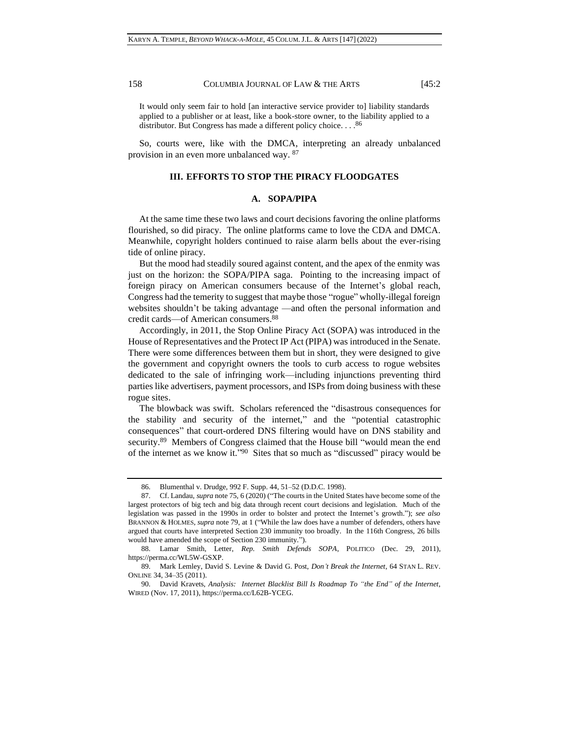> It would only seem fair to hold [an interactive service provider to] liability standards applied to a publisher or at least, like a book-store owner, to the liability applied to a distributor. But Congress has made a different policy choice. . . .[86]

So, courts were, like with the DMCA, interpreting an already unbalanced provision in an even more unbalanced way. [87]

## III. EFFORTS TO STOP THE PIRACY FLOODGATES

### A. SOPA/PIPA

At the same time these two laws and court decisions favoring the online platforms flourished, so did piracy. The online platforms came to love the CDA and DMCA. Meanwhile, copyright holders continued to raise alarm bells about the ever-rising tide of online piracy.

But the mood had steadily soured against content, and the apex of the enmity was just on the horizon: the SOPA/PIPA saga. Pointing to the increasing impact of foreign piracy on American consumers because of the Internet's global reach, Congress had the temerity to suggest that maybe those "rogue" wholly-illegal foreign websites shouldn't be taking advantage —and often the personal information and credit cards—of American consumers.[88]

Accordingly, in 2011, the Stop Online Piracy Act (SOPA) was introduced in the House of Representatives and the Protect IP Act (PIPA) was introduced in the Senate. There were some differences between them but in short, they were designed to give the government and copyright owners the tools to curb access to rogue websites dedicated to the sale of infringing work—including injunctions preventing third parties like advertisers, payment processors, and ISPs from doing business with these rogue sites.

The blowback was swift. Scholars referenced the "disastrous consequences for the stability and security of the internet," and the "potential catastrophic consequences" that court-ordered DNS filtering would have on DNS stability and security.[89] Members of Congress claimed that the House bill "would mean the end of the internet as we know it."[90] Sites that so much as "discussed" piracy would be

---

86. Blumenthal v. Drudge, 992 F. Supp. 44, 51–52 (D.D.C. 1998).

87. Cf. Landau, *supra* note 75, 6 (2020) ("The courts in the United States have become some of the largest protectors of big tech and big data through recent court decisions and legislation. Much of the legislation was passed in the 1990s in order to bolster and protect the Internet's growth."); *see also* BRANNON & HOLMES, *supra* note 79, at 1 ("While the law does have a number of defenders, others have argued that courts have interpreted Section 230 immunity too broadly. In the 116th Congress, 26 bills would have amended the scope of Section 230 immunity.").

88. Lamar Smith, Letter, *Rep. Smith Defends SOPA*, POLITICO (Dec. 29, 2011), https://perma.cc/WL5W-GSXP.

89. Mark Lemley, David S. Levine & David G. Post, *Don't Break the Internet*, 64 STAN L. REV. ONLINE 34, 34–35 (2011).

90. David Kravets, *Analysis: Internet Blacklist Bill Is Roadmap To "the End" of the Internet*, WIRED (Nov. 17, 2011), https://perma.cc/L62B-YCEG.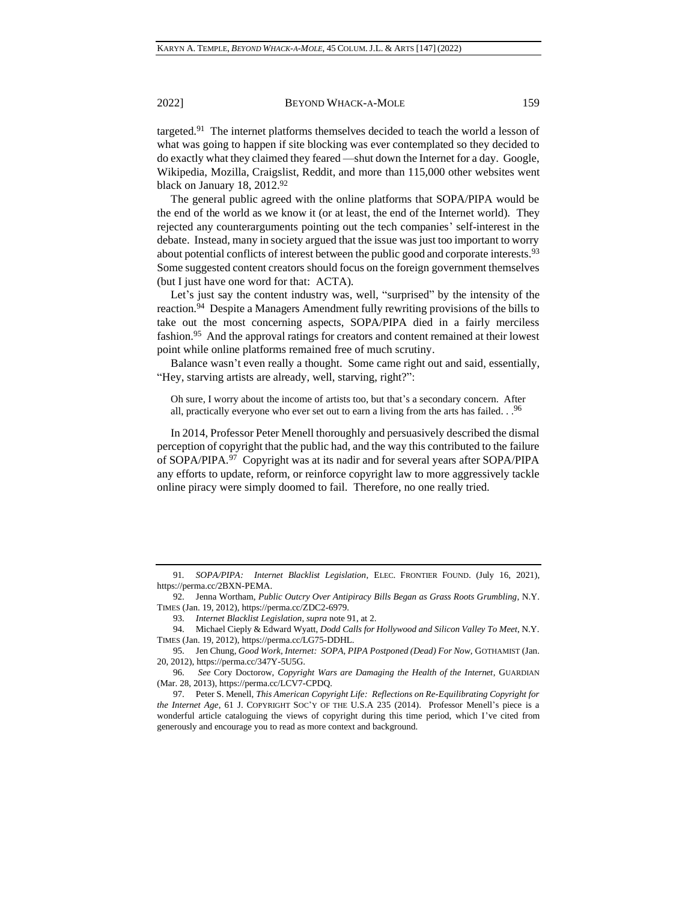targeted.[91] The internet platforms themselves decided to teach the world a lesson of what was going to happen if site blocking was ever contemplated so they decided to do exactly what they claimed they feared —shut down the Internet for a day. Google, Wikipedia, Mozilla, Craigslist, Reddit, and more than 115,000 other websites went black on January 18, 2012.[92]

The general public agreed with the online platforms that SOPA/PIPA would be the end of the world as we know it (or at least, the end of the Internet world). They rejected any counterarguments pointing out the tech companies' self-interest in the debate. Instead, many in society argued that the issue was just too important to worry about potential conflicts of interest between the public good and corporate interests.[93] Some suggested content creators should focus on the foreign government themselves (but I just have one word for that: ACTA).

Let's just say the content industry was, well, "surprised" by the intensity of the reaction.[94] Despite a Managers Amendment fully rewriting provisions of the bills to take out the most concerning aspects, SOPA/PIPA died in a fairly merciless fashion.[95] And the approval ratings for creators and content remained at their lowest point while online platforms remained free of much scrutiny.

Balance wasn't even really a thought. Some came right out and said, essentially, "Hey, starving artists are already, well, starving, right?":

> Oh sure, I worry about the income of artists too, but that's a secondary concern. After all, practically everyone who ever set out to earn a living from the arts has failed. . .[96]

In 2014, Professor Peter Menell thoroughly and persuasively described the dismal perception of copyright that the public had, and the way this contributed to the failure of SOPA/PIPA.[97] Copyright was at its nadir and for several years after SOPA/PIPA any efforts to update, reform, or reinforce copyright law to more aggressively tackle online piracy were simply doomed to fail. Therefore, no one really tried.

---

91. *SOPA/PIPA: Internet Blacklist Legislation*, ELEC. FRONTIER FOUND. (July 16, 2021), https://perma.cc/2BXN-PEMA.

92. Jenna Wortham, *Public Outcry Over Antipiracy Bills Began as Grass Roots Grumbling*, N.Y. TIMES (Jan. 19, 2012), https://perma.cc/ZDC2-6979.

93. *Internet Blacklist Legislation*, *supra* note 91, at 2.

94. Michael Cieply & Edward Wyatt, *Dodd Calls for Hollywood and Silicon Valley To Meet*, N.Y. TIMES (Jan. 19, 2012), https://perma.cc/LG75-DDHL.

95. Jen Chung, *Good Work, Internet: SOPA, PIPA Postponed (Dead) For Now*, GOTHAMIST (Jan. 20, 2012), https://perma.cc/347Y-5U5G.

96. *See* Cory Doctorow, *Copyright Wars are Damaging the Health of the Internet*, GUARDIAN (Mar. 28, 2013), https://perma.cc/LCV7-CPDQ.

97. Peter S. Menell, *This American Copyright Life: Reflections on Re-Equilibrating Copyright for the Internet Age*, 61 J. COPYRIGHT SOC'Y OF THE U.S.A 235 (2014). Professor Menell's piece is a wonderful article cataloguing the views of copyright during this time period, which I've cited from generously and encourage you to read as more context and background.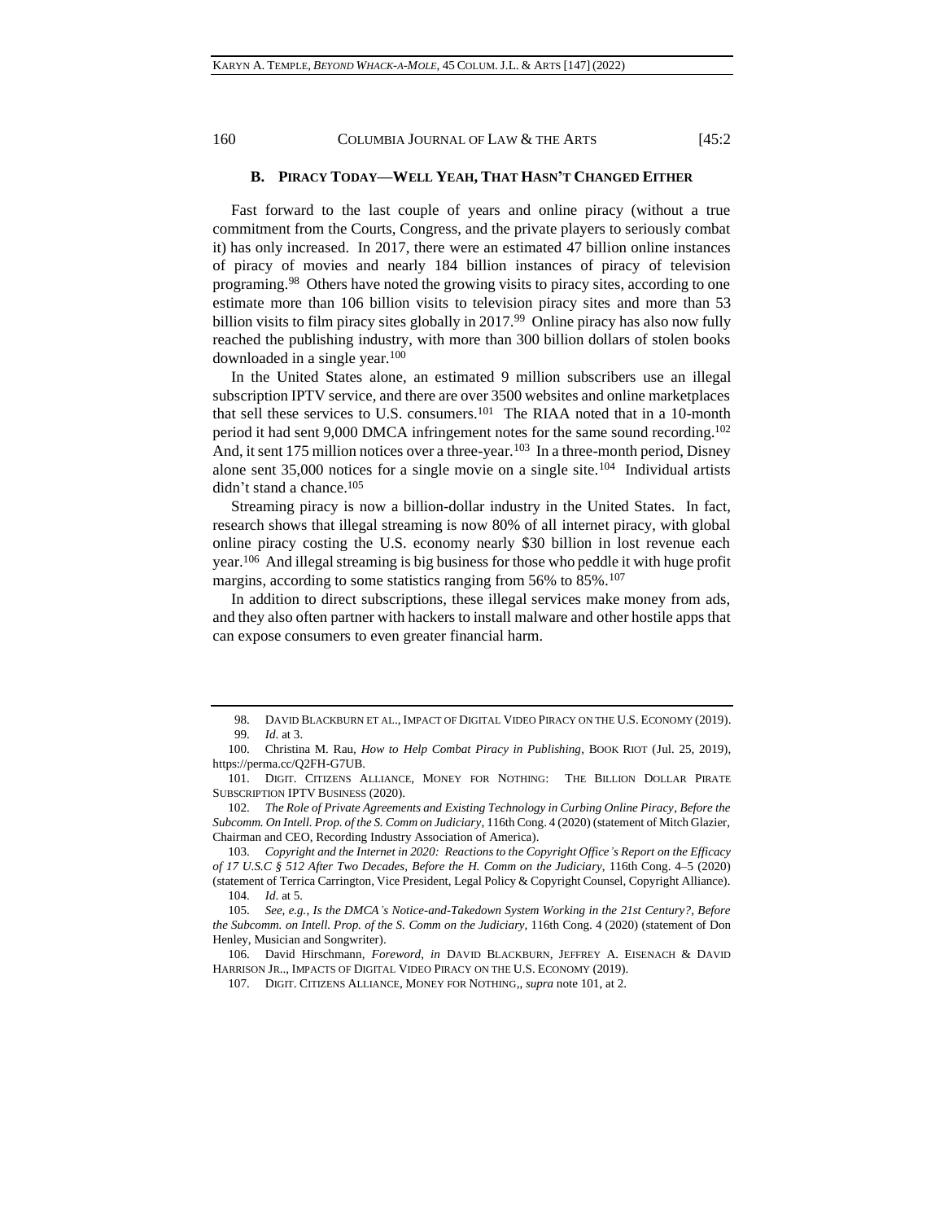### B. PIRACY TODAY—WELL YEAH, THAT HASN'T CHANGED EITHER

Fast forward to the last couple of years and online piracy (without a true commitment from the Courts, Congress, and the private players to seriously combat it) has only increased. In 2017, there were an estimated 47 billion online instances of piracy of movies and nearly 184 billion instances of piracy of television programing.[98] Others have noted the growing visits to piracy sites, according to one estimate more than 106 billion visits to television piracy sites and more than 53 billion visits to film piracy sites globally in 2017.[99] Online piracy has also now fully reached the publishing industry, with more than 300 billion dollars of stolen books downloaded in a single year.[100]

In the United States alone, an estimated 9 million subscribers use an illegal subscription IPTV service, and there are over 3500 websites and online marketplaces that sell these services to U.S. consumers.[101] The RIAA noted that in a 10-month period it had sent 9,000 DMCA infringement notes for the same sound recording.[102] And, it sent 175 million notices over a three-year.[103] In a three-month period, Disney alone sent 35,000 notices for a single movie on a single site.[104] Individual artists didn't stand a chance.[105]

Streaming piracy is now a billion-dollar industry in the United States. In fact, research shows that illegal streaming is now 80% of all internet piracy, with global online piracy costing the U.S. economy nearly $30 billion in lost revenue each year.[106] And illegal streaming is big business for those who peddle it with huge profit margins, according to some statistics ranging from 56% to 85%.[107]

In addition to direct subscriptions, these illegal services make money from ads, and they also often partner with hackers to install malware and other hostile apps that can expose consumers to even greater financial harm.

---

98. DAVID BLACKBURN ET AL., IMPACT OF DIGITAL VIDEO PIRACY ON THE U.S. ECONOMY (2019).

99. *Id*. at 3.

100. Christina M. Rau, *How to Help Combat Piracy in Publishing*, BOOK RIOT (Jul. 25, 2019), https://perma.cc/Q2FH-G7UB.

101. DIGIT. CITIZENS ALLIANCE, MONEY FOR NOTHING: THE BILLION DOLLAR PIRATE SUBSCRIPTION IPTV BUSINESS (2020).

102. *The Role of Private Agreements and Existing Technology in Curbing Online Piracy*, *Before the Subcomm. On Intell. Prop. of the S. Comm on Judiciary*, 116th Cong. 4 (2020) (statement of Mitch Glazier, Chairman and CEO, Recording Industry Association of America).

103. *Copyright and the Internet in 2020: Reactions to the Copyright Office's Report on the Efficacy of 17 U.S.C § 512 After Two Decades*, *Before the H. Comm on the Judiciary*, 116th Cong. 4–5 (2020) (statement of Terrica Carrington, Vice President, Legal Policy & Copyright Counsel, Copyright Alliance).

104. *Id*. at 5.

105. *See, e.g.*, *Is the DMCA's Notice-and-Takedown System Working in the 21st Century?*, *Before the Subcomm. on Intell. Prop. of the S. Comm on the Judiciary*, 116th Cong. 4 (2020) (statement of Don Henley, Musician and Songwriter).

106. David Hirschmann, *Foreword*, *in* DAVID BLACKBURN, JEFFREY A. EISENACH & DAVID HARRISON JR.., IMPACTS OF DIGITAL VIDEO PIRACY ON THE U.S. ECONOMY (2019).

107. DIGIT. CITIZENS ALLIANCE, MONEY FOR NOTHING,, *supra* note 101, at 2.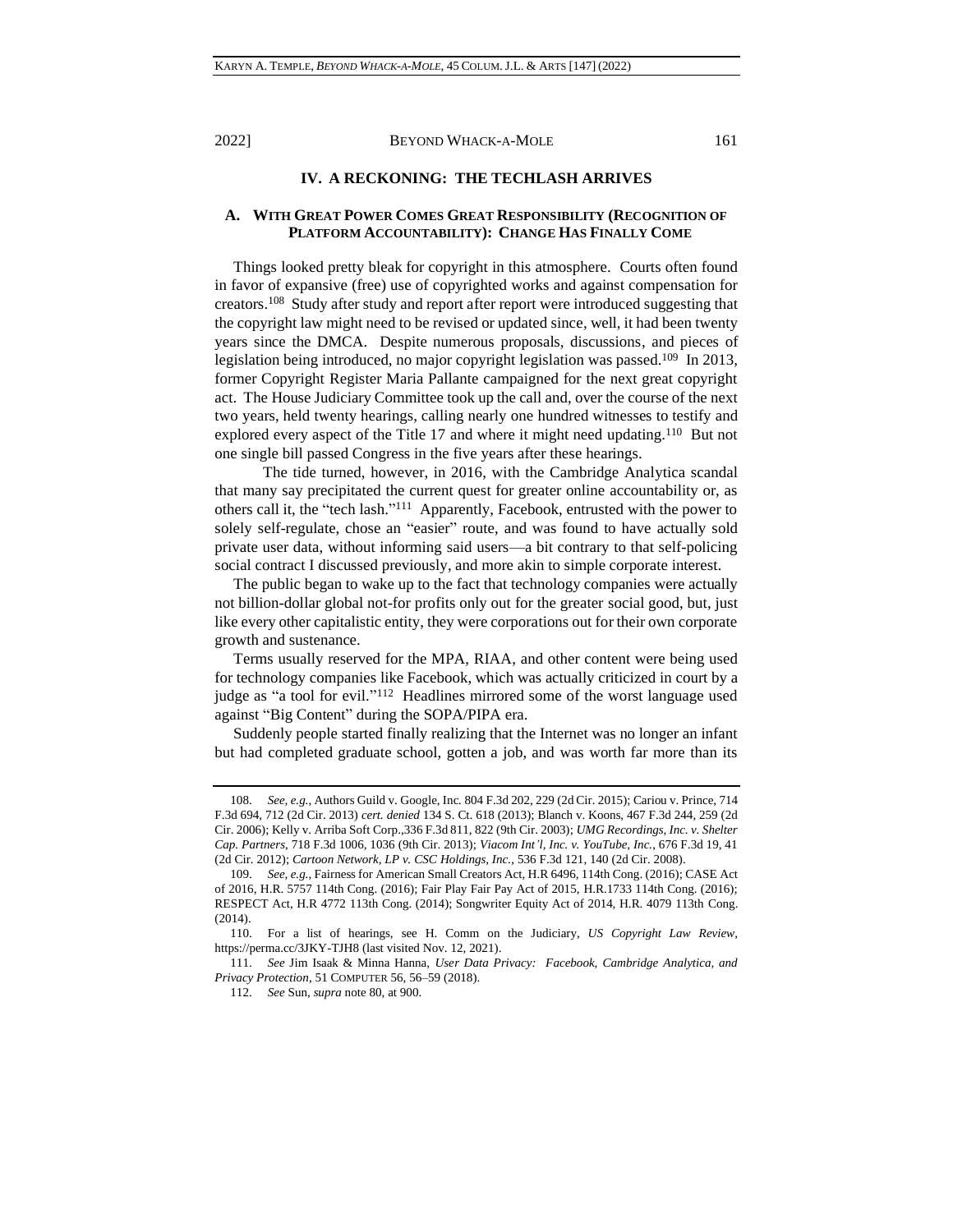## IV. A RECKONING: THE TECHLASH ARRIVES

### A. WITH GREAT POWER COMES GREAT RESPONSIBILITY (RECOGNITION OF PLATFORM ACCOUNTABILITY): CHANGE HAS FINALLY COME

Things looked pretty bleak for copyright in this atmosphere. Courts often found in favor of expansive (free) use of copyrighted works and against compensation for creators.[108] Study after study and report after report were introduced suggesting that the copyright law might need to be revised or updated since, well, it had been twenty years since the DMCA. Despite numerous proposals, discussions, and pieces of legislation being introduced, no major copyright legislation was passed.[109] In 2013, former Copyright Register Maria Pallante campaigned for the next great copyright act. The House Judiciary Committee took up the call and, over the course of the next two years, held twenty hearings, calling nearly one hundred witnesses to testify and explored every aspect of the Title 17 and where it might need updating.[110] But not one single bill passed Congress in the five years after these hearings.

The tide turned, however, in 2016, with the Cambridge Analytica scandal that many say precipitated the current quest for greater online accountability or, as others call it, the "tech lash."[111] Apparently, Facebook, entrusted with the power to solely self-regulate, chose an "easier" route, and was found to have actually sold private user data, without informing said users—a bit contrary to that self-policing social contract I discussed previously, and more akin to simple corporate interest.

The public began to wake up to the fact that technology companies were actually not billion-dollar global not-for profits only out for the greater social good, but, just like every other capitalistic entity, they were corporations out for their own corporate growth and sustenance.

Terms usually reserved for the MPA, RIAA, and other content were being used for technology companies like Facebook, which was actually criticized in court by a judge as "a tool for evil."[112] Headlines mirrored some of the worst language used against "Big Content" during the SOPA/PIPA era.

Suddenly people started finally realizing that the Internet was no longer an infant but had completed graduate school, gotten a job, and was worth far more than its

---

108. *See, e.g.*, Authors Guild v. Google, Inc. 804 F.3d 202, 229 (2d Cir. 2015); Cariou v. Prince, 714 F.3d 694, 712 (2d Cir. 2013) *cert. denied* 134 S. Ct. 618 (2013); Blanch v. Koons, 467 F.3d 244, 259 (2d Cir. 2006); Kelly v. Arriba Soft Corp.,336 F.3d 811, 822 (9th Cir. 2003); *UMG Recordings, Inc. v. Shelter Cap. Partners*, 718 F.3d 1006, 1036 (9th Cir. 2013); *Viacom Int'l, Inc. v. YouTube, Inc.*, 676 F.3d 19, 41 (2d Cir. 2012); *Cartoon Network, LP v. CSC Holdings, Inc.*, 536 F.3d 121, 140 (2d Cir. 2008).

109. *See, e.g.*, Fairness for American Small Creators Act, H.R 6496, 114th Cong. (2016); CASE Act of 2016, H.R. 5757 114th Cong. (2016); Fair Play Fair Pay Act of 2015, H.R.1733 114th Cong. (2016); RESPECT Act, H.R 4772 113th Cong. (2014); Songwriter Equity Act of 2014, H.R. 4079 113th Cong. (2014).

110. For a list of hearings, see H. Comm on the Judiciary, *US Copyright Law Review*, https://perma.cc/3JKY-TJH8 (last visited Nov. 12, 2021).

111. *See* Jim Isaak & Minna Hanna, *User Data Privacy: Facebook, Cambridge Analytica, and Privacy Protection*, 51 COMPUTER 56, 56–59 (2018).

112. *See* Sun, *supra* note 80, at 900.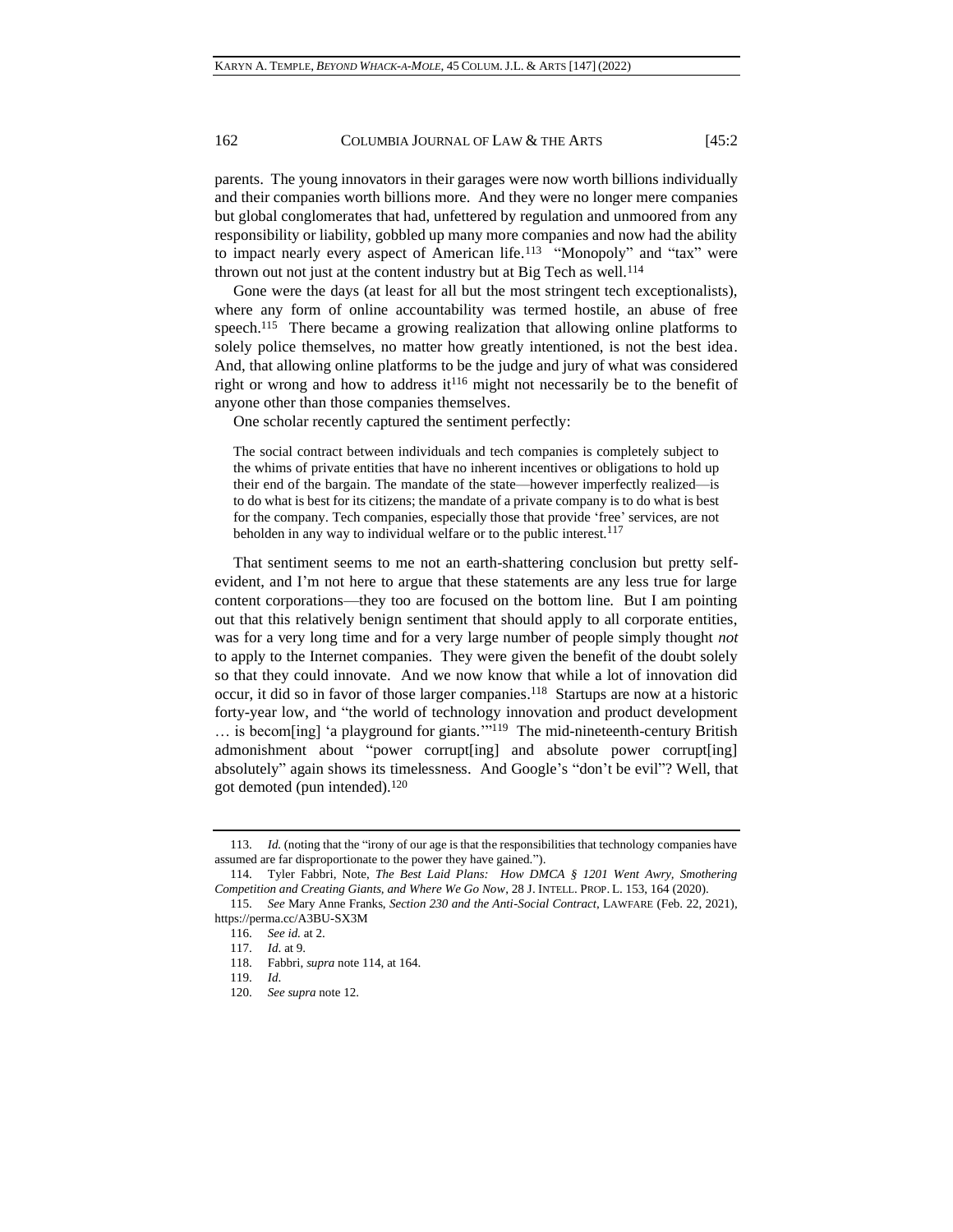parents. The young innovators in their garages were now worth billions individually and their companies worth billions more. And they were no longer mere companies but global conglomerates that had, unfettered by regulation and unmoored from any responsibility or liability, gobbled up many more companies and now had the ability to impact nearly every aspect of American life.[113] "Monopoly" and "tax" were thrown out not just at the content industry but at Big Tech as well.[114]

Gone were the days (at least for all but the most stringent tech exceptionalists), where any form of online accountability was termed hostile, an abuse of free speech.[115] There became a growing realization that allowing online platforms to solely police themselves, no matter how greatly intentioned, is not the best idea. And, that allowing online platforms to be the judge and jury of what was considered right or wrong and how to address it[116] might not necessarily be to the benefit of anyone other than those companies themselves.

One scholar recently captured the sentiment perfectly:

> The social contract between individuals and tech companies is completely subject to the whims of private entities that have no inherent incentives or obligations to hold up their end of the bargain. The mandate of the state—however imperfectly realized—is to do what is best for its citizens; the mandate of a private company is to do what is best for the company. Tech companies, especially those that provide 'free' services, are not beholden in any way to individual welfare or to the public interest.[117]

That sentiment seems to me not an earth-shattering conclusion but pretty self-evident, and I'm not here to argue that these statements are any less true for large content corporations—they too are focused on the bottom line. But I am pointing out that this relatively benign sentiment that should apply to all corporate entities, was for a very long time and for a very large number of people simply thought *not* to apply to the Internet companies. They were given the benefit of the doubt solely so that they could innovate. And we now know that while a lot of innovation did occur, it did so in favor of those larger companies.[118] Startups are now at a historic forty-year low, and "the world of technology innovation and product development … is becom[ing] 'a playground for giants.'"[119] The mid-nineteenth-century British admonishment about "power corrupt[ing] and absolute power corrupt[ing] absolutely" again shows its timelessness. And Google's "don't be evil"? Well, that got demoted (pun intended).[120]

---

113. *Id.* (noting that the "irony of our age is that the responsibilities that technology companies have assumed are far disproportionate to the power they have gained.").

114. Tyler Fabbri, Note, *The Best Laid Plans: How DMCA § 1201 Went Awry, Smothering Competition and Creating Giants, and Where We Go Now*, 28 J. INTELL. PROP. L. 153, 164 (2020).

115. *See* Mary Anne Franks, *Section 230 and the Anti-Social Contract*, LAWFARE (Feb. 22, 2021), https://perma.cc/A3BU-SX3M

116. *See id.* at 2.

117. *Id.* at 9.

118. Fabbri, *supra* note 114, at 164.

119. *Id.*

120. *See supra* note 12.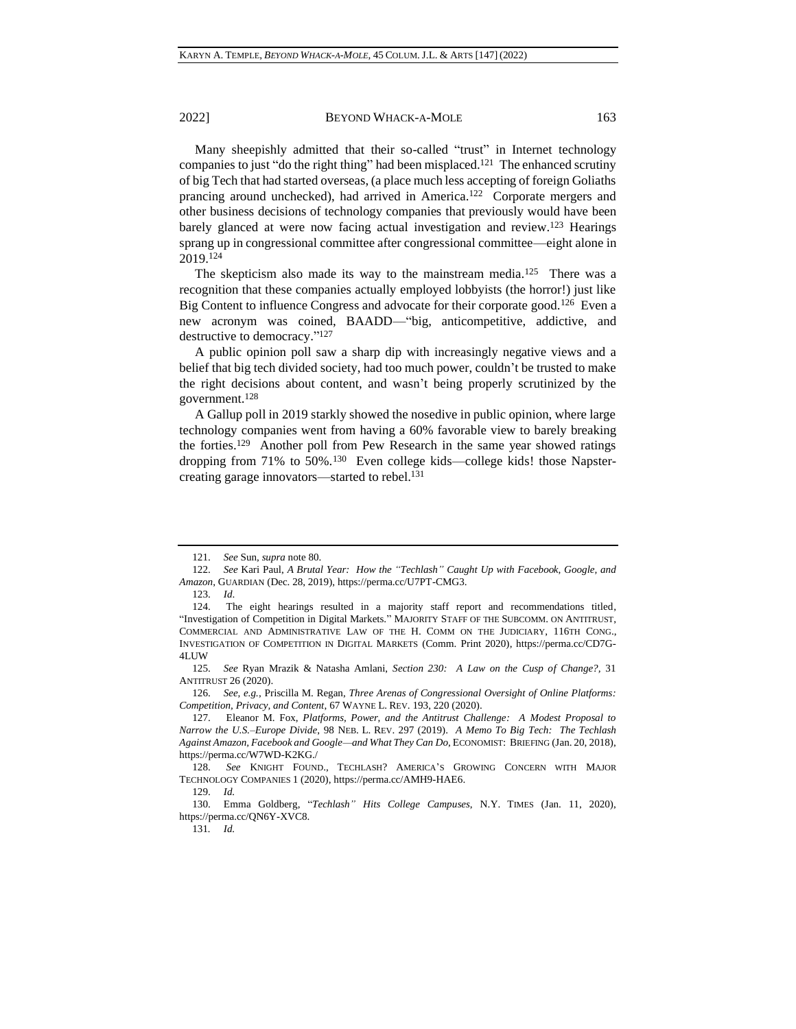Many sheepishly admitted that their so-called "trust" in Internet technology companies to just "do the right thing" had been misplaced.[121] The enhanced scrutiny of big Tech that had started overseas, (a place much less accepting of foreign Goliaths prancing around unchecked), had arrived in America.[122] Corporate mergers and other business decisions of technology companies that previously would have been barely glanced at were now facing actual investigation and review.[123] Hearings sprang up in congressional committee after congressional committee—eight alone in 2019.[124]

The skepticism also made its way to the mainstream media.[125] There was a recognition that these companies actually employed lobbyists (the horror!) just like Big Content to influence Congress and advocate for their corporate good.[126] Even a new acronym was coined, BAADD—"big, anticompetitive, addictive, and destructive to democracy."[127]

A public opinion poll saw a sharp dip with increasingly negative views and a belief that big tech divided society, had too much power, couldn't be trusted to make the right decisions about content, and wasn't being properly scrutinized by the government.[128]

A Gallup poll in 2019 starkly showed the nosedive in public opinion, where large technology companies went from having a 60% favorable view to barely breaking the forties.[129] Another poll from Pew Research in the same year showed ratings dropping from 71% to 50%.[130] Even college kids—college kids! those Napster-creating garage innovators—started to rebel.[131]

---

121. *See* Sun, *supra* note 80.

122. *See* Kari Paul, *A Brutal Year: How the "Techlash" Caught Up with Facebook, Google, and Amazon*, GUARDIAN (Dec. 28, 2019), https://perma.cc/U7PT-CMG3.

123. *Id.*

124. The eight hearings resulted in a majority staff report and recommendations titled, "Investigation of Competition in Digital Markets." MAJORITY STAFF OF THE SUBCOMM. ON ANTITRUST, COMMERCIAL AND ADMINISTRATIVE LAW OF THE H. COMM ON THE JUDICIARY, 116TH CONG., INVESTIGATION OF COMPETITION IN DIGITAL MARKETS (Comm. Print 2020), https://perma.cc/CD7G-4LUW

125. *See* Ryan Mrazik & Natasha Amlani, *Section 230: A Law on the Cusp of Change?*, 31 ANTITRUST 26 (2020).

126. *See, e.g.*, Priscilla M. Regan, *Three Arenas of Congressional Oversight of Online Platforms: Competition, Privacy, and Content*, 67 WAYNE L. REV. 193, 220 (2020).

127. Eleanor M. Fox, *Platforms, Power, and the Antitrust Challenge: A Modest Proposal to Narrow the U.S.–Europe Divide*, 98 NEB. L. REV. 297 (2019). *A Memo To Big Tech: The Techlash Against Amazon, Facebook and Google—and What They Can Do*, ECONOMIST: BRIEFING (Jan. 20, 2018), https://perma.cc/W7WD-K2KG./

128. *See* KNIGHT FOUND., TECHLASH? AMERICA'S GROWING CONCERN WITH MAJOR TECHNOLOGY COMPANIES 1 (2020), https://perma.cc/AMH9-HAE6.

129. *Id.*

130. Emma Goldberg, "*Techlash" Hits College Campuses*, N.Y. TIMES (Jan. 11, 2020), https://perma.cc/QN6Y-XVC8.

131. *Id.*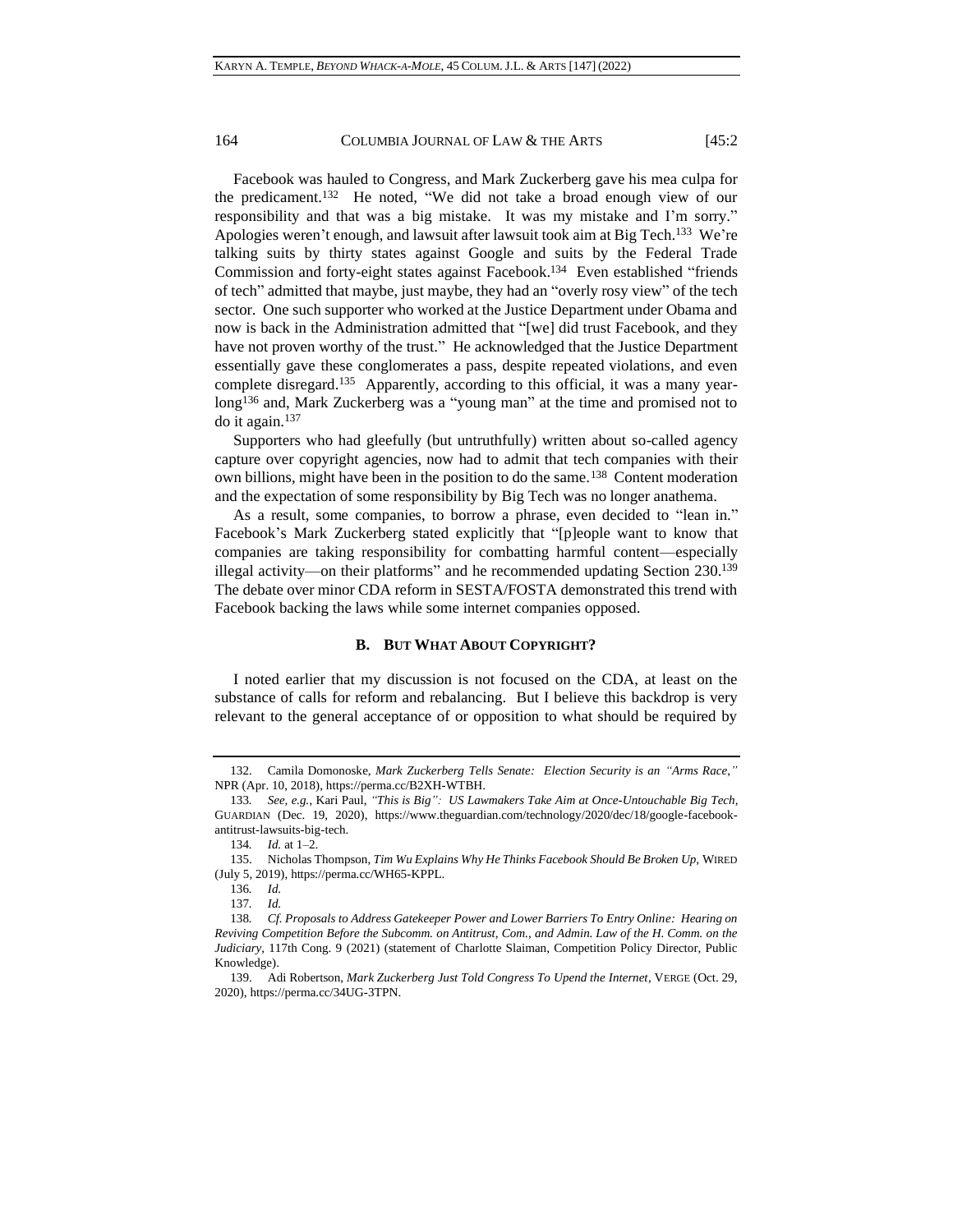Facebook was hauled to Congress, and Mark Zuckerberg gave his mea culpa for the predicament.[132] He noted, "We did not take a broad enough view of our responsibility and that was a big mistake. It was my mistake and I'm sorry." Apologies weren't enough, and lawsuit after lawsuit took aim at Big Tech.[133] We're talking suits by thirty states against Google and suits by the Federal Trade Commission and forty-eight states against Facebook.[134] Even established "friends of tech" admitted that maybe, just maybe, they had an "overly rosy view" of the tech sector. One such supporter who worked at the Justice Department under Obama and now is back in the Administration admitted that "[we] did trust Facebook, and they have not proven worthy of the trust." He acknowledged that the Justice Department essentially gave these conglomerates a pass, despite repeated violations, and even complete disregard.[135] Apparently, according to this official, it was a many year-long[136] and, Mark Zuckerberg was a "young man" at the time and promised not to do it again.[137]

Supporters who had gleefully (but untruthfully) written about so-called agency capture over copyright agencies, now had to admit that tech companies with their own billions, might have been in the position to do the same.[138] Content moderation and the expectation of some responsibility by Big Tech was no longer anathema.

As a result, some companies, to borrow a phrase, even decided to "lean in." Facebook's Mark Zuckerberg stated explicitly that "[p]eople want to know that companies are taking responsibility for combatting harmful content—especially illegal activity—on their platforms" and he recommended updating Section 230.[139] The debate over minor CDA reform in SESTA/FOSTA demonstrated this trend with Facebook backing the laws while some internet companies opposed.

### B. But What About Copyright?

I noted earlier that my discussion is not focused on the CDA, at least on the substance of calls for reform and rebalancing. But I believe this backdrop is very relevant to the general acceptance of or opposition to what should be required by

---

132. Camila Domonoske, *Mark Zuckerberg Tells Senate: Election Security is an "Arms Race,"* NPR (Apr. 10, 2018), https://perma.cc/B2XH-WTBH.

133. *See, e.g.*, Kari Paul, *"This is Big": US Lawmakers Take Aim at Once-Untouchable Big Tech*, GUARDIAN (Dec. 19, 2020), https://www.theguardian.com/technology/2020/dec/18/google-facebook-antitrust-lawsuits-big-tech.

134. *Id.* at 1–2.

135. Nicholas Thompson, *Tim Wu Explains Why He Thinks Facebook Should Be Broken Up*, WIRED (July 5, 2019), https://perma.cc/WH65-KPPL.

136. *Id.*

137. *Id.*

138. *Cf. Proposals to Address Gatekeeper Power and Lower Barriers To Entry Online: Hearing on Reviving Competition Before the Subcomm. on Antitrust, Com., and Admin. Law of the H. Comm. on the Judiciary*, 117th Cong. 9 (2021) (statement of Charlotte Slaiman, Competition Policy Director, Public Knowledge).

139. Adi Robertson, *Mark Zuckerberg Just Told Congress To Upend the Internet*, VERGE (Oct. 29, 2020), https://perma.cc/34UG-3TPN.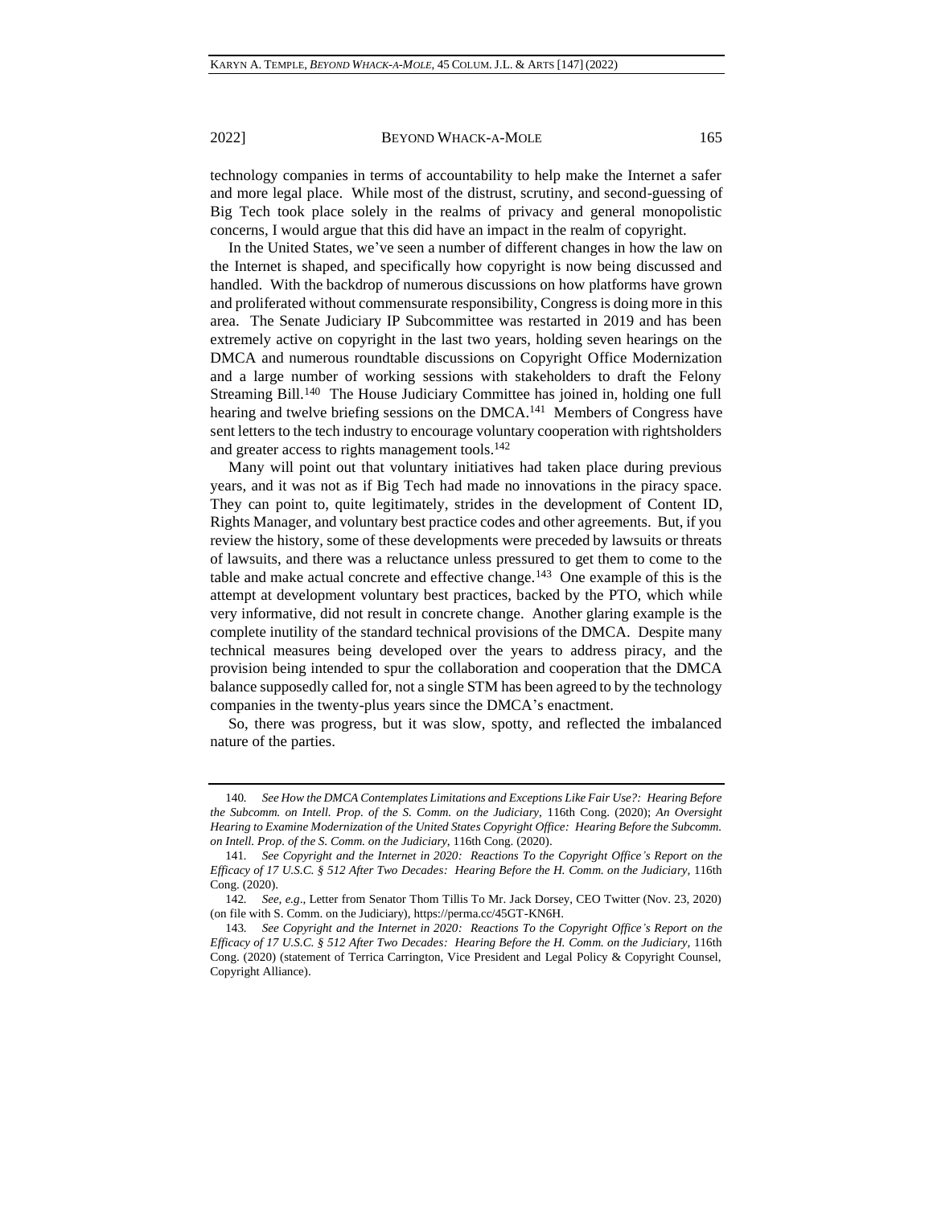technology companies in terms of accountability to help make the Internet a safer and more legal place. While most of the distrust, scrutiny, and second-guessing of Big Tech took place solely in the realms of privacy and general monopolistic concerns, I would argue that this did have an impact in the realm of copyright.

In the United States, we've seen a number of different changes in how the law on the Internet is shaped, and specifically how copyright is now being discussed and handled. With the backdrop of numerous discussions on how platforms have grown and proliferated without commensurate responsibility, Congress is doing more in this area. The Senate Judiciary IP Subcommittee was restarted in 2019 and has been extremely active on copyright in the last two years, holding seven hearings on the DMCA and numerous roundtable discussions on Copyright Office Modernization and a large number of working sessions with stakeholders to draft the Felony Streaming Bill.[140] The House Judiciary Committee has joined in, holding one full hearing and twelve briefing sessions on the DMCA.[141] Members of Congress have sent letters to the tech industry to encourage voluntary cooperation with rightsholders and greater access to rights management tools.[142]

Many will point out that voluntary initiatives had taken place during previous years, and it was not as if Big Tech had made no innovations in the piracy space. They can point to, quite legitimately, strides in the development of Content ID, Rights Manager, and voluntary best practice codes and other agreements. But, if you review the history, some of these developments were preceded by lawsuits or threats of lawsuits, and there was a reluctance unless pressured to get them to come to the table and make actual concrete and effective change.[143] One example of this is the attempt at development voluntary best practices, backed by the PTO, which while very informative, did not result in concrete change. Another glaring example is the complete inutility of the standard technical provisions of the DMCA. Despite many technical measures being developed over the years to address piracy, and the provision being intended to spur the collaboration and cooperation that the DMCA balance supposedly called for, not a single STM has been agreed to by the technology companies in the twenty-plus years since the DMCA's enactment.

So, there was progress, but it was slow, spotty, and reflected the imbalanced nature of the parties.

---

140. *See How the DMCA Contemplates Limitations and Exceptions Like Fair Use?: Hearing Before the Subcomm. on Intell. Prop. of the S. Comm. on the Judiciary*, 116th Cong. (2020); *An Oversight Hearing to Examine Modernization of the United States Copyright Office: Hearing Before the Subcomm. on Intell. Prop. of the S. Comm. on the Judiciary*, 116th Cong. (2020).

141. *See Copyright and the Internet in 2020: Reactions To the Copyright Office's Report on the Efficacy of 17 U.S.C. § 512 After Two Decades: Hearing Before the H. Comm. on the Judiciary*, 116th Cong. (2020).

142. *See, e.g.*, Letter from Senator Thom Tillis To Mr. Jack Dorsey, CEO Twitter (Nov. 23, 2020) (on file with S. Comm. on the Judiciary), https://perma.cc/45GT-KN6H.

143. *See Copyright and the Internet in 2020: Reactions To the Copyright Office's Report on the Efficacy of 17 U.S.C. § 512 After Two Decades: Hearing Before the H. Comm. on the Judiciary*, 116th Cong. (2020) (statement of Terrica Carrington, Vice President and Legal Policy & Copyright Counsel, Copyright Alliance).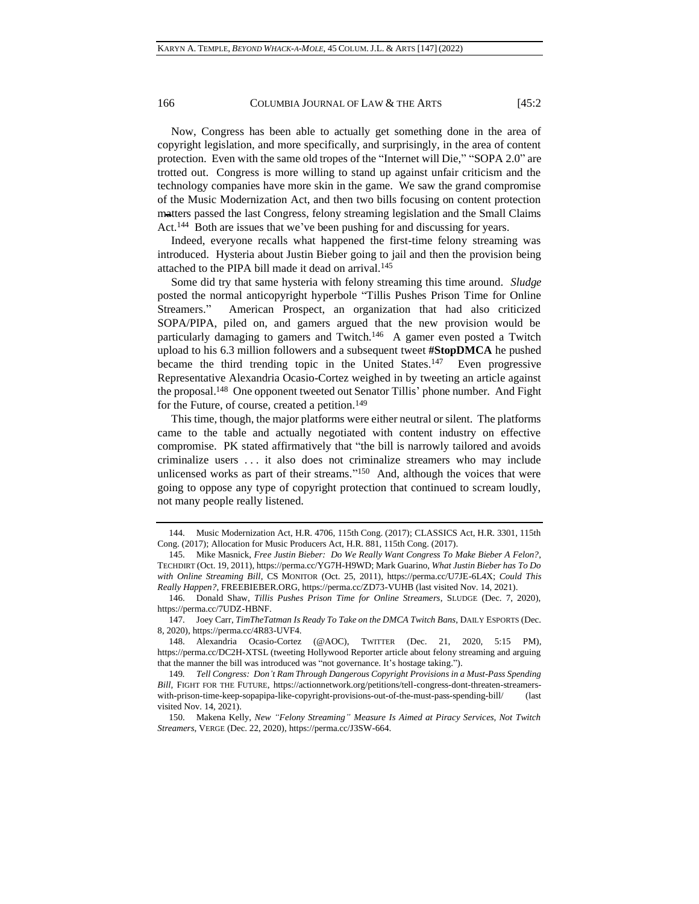Now, Congress has been able to actually get something done in the area of copyright legislation, and more specifically, and surprisingly, in the area of content protection. Even with the same old tropes of the "Internet will Die," "SOPA 2.0" are trotted out. Congress is more willing to stand up against unfair criticism and the technology companies have more skin in the game. We saw the grand compromise of the Music Modernization Act, and then two bills focusing on content protection matters passed the last Congress, felony streaming legislation and the Small Claims Act.[144] Both are issues that we've been pushing for and discussing for years.

Indeed, everyone recalls what happened the first-time felony streaming was introduced. Hysteria about Justin Bieber going to jail and then the provision being attached to the PIPA bill made it dead on arrival.[145]

Some did try that same hysteria with felony streaming this time around. *Sludge* posted the normal anticopyright hyperbole "Tillis Pushes Prison Time for Online Streamers." American Prospect, an organization that had also criticized SOPA/PIPA, piled on, and gamers argued that the new provision would be particularly damaging to gamers and Twitch.[146] A gamer even posted a Twitch upload to his 6.3 million followers and a subsequent tweet **#StopDMCA** he pushed became the third trending topic in the United States.[147] Even progressive Representative Alexandria Ocasio-Cortez weighed in by tweeting an article against the proposal.[148] One opponent tweeted out Senator Tillis' phone number. And Fight for the Future, of course, created a petition.[149]

This time, though, the major platforms were either neutral or silent. The platforms came to the table and actually negotiated with content industry on effective compromise. PK stated affirmatively that "the bill is narrowly tailored and avoids criminalize users . . . it also does not criminalize streamers who may include unlicensed works as part of their streams."[150] And, although the voices that were going to oppose any type of copyright protection that continued to scream loudly, not many people really listened.

---

144. Music Modernization Act, H.R. 4706, 115th Cong. (2017); CLASSICS Act, H.R. 3301, 115th Cong. (2017); Allocation for Music Producers Act, H.R. 881, 115th Cong. (2017).

145. Mike Masnick, *Free Justin Bieber: Do We Really Want Congress To Make Bieber A Felon?*, TECHDIRT (Oct. 19, 2011), https://perma.cc/YG7H-H9WD; Mark Guarino, *What Justin Bieber has To Do with Online Streaming Bill*, CS MONITOR (Oct. 25, 2011), https://perma.cc/U7JE-6L4X; *Could This Really Happen?*, FREEBIEBER.ORG, https://perma.cc/ZD73-VUHB (last visited Nov. 14, 2021).

146. Donald Shaw, *Tillis Pushes Prison Time for Online Streamers*, SLUDGE (Dec. 7, 2020), https://perma.cc/7UDZ-HBNF.

147. Joey Carr, *TimTheTatman Is Ready To Take on the DMCA Twitch Bans*, DAILY ESPORTS (Dec. 8, 2020), https://perma.cc/4R83-UVF4.

148. Alexandria Ocasio-Cortez (@AOC), TWITTER (Dec. 21, 2020, 5:15 PM), https://perma.cc/DC2H-XTSL (tweeting Hollywood Reporter article about felony streaming and arguing that the manner the bill was introduced was "not governance. It's hostage taking.").

149. *Tell Congress: Don't Ram Through Dangerous Copyright Provisions in a Must-Pass Spending Bill*, FIGHT FOR THE FUTURE, https://actionnetwork.org/petitions/tell-congress-dont-threaten-streamers-with-prison-time-keep-sopapipa-like-copyright-provisions-out-of-the-must-pass-spending-bill/ (last visited Nov. 14, 2021).

150. Makena Kelly, *New "Felony Streaming" Measure Is Aimed at Piracy Services, Not Twitch Streamers*, VERGE (Dec. 22, 2020), https://perma.cc/J3SW-664.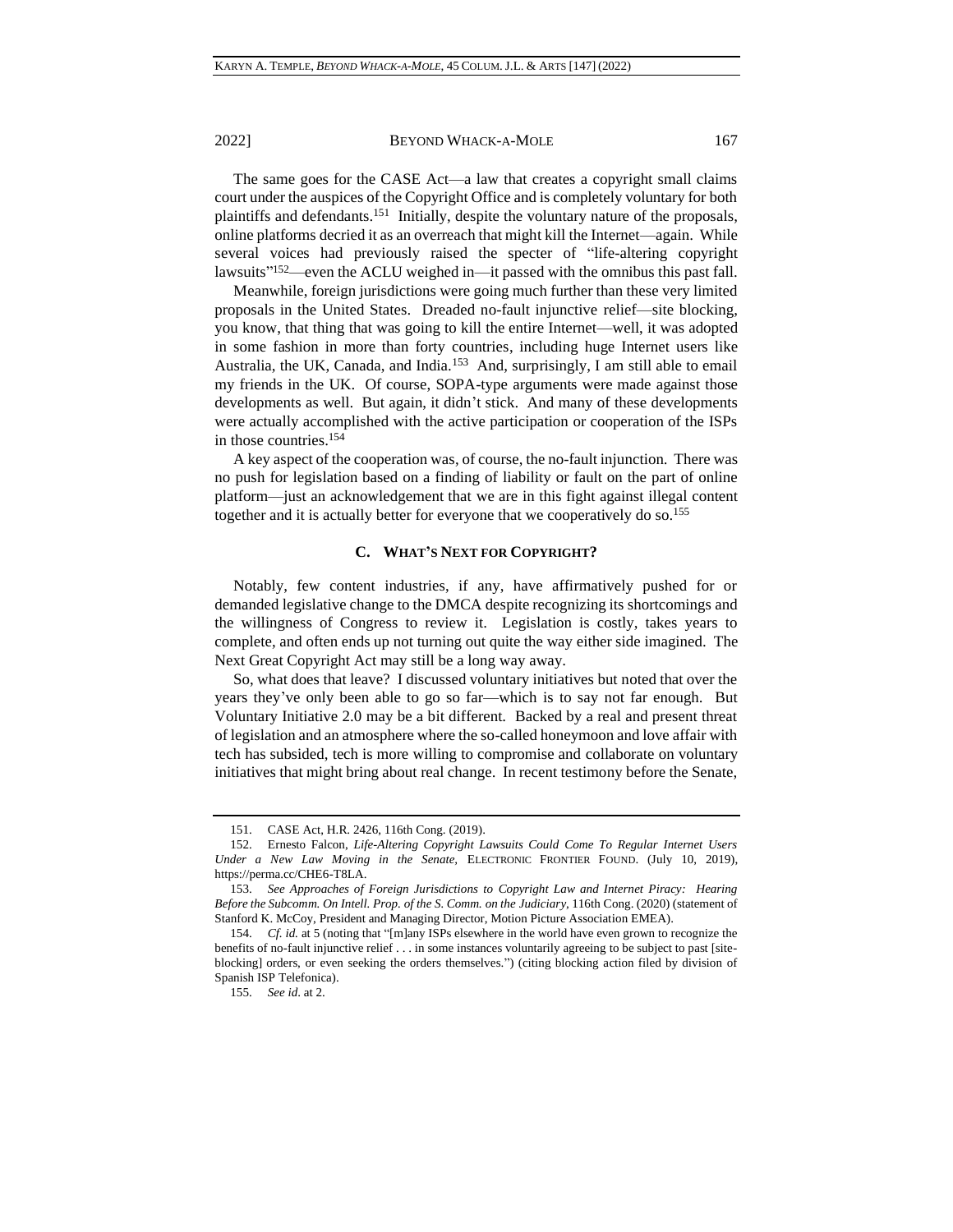The same goes for the CASE Act—a law that creates a copyright small claims court under the auspices of the Copyright Office and is completely voluntary for both plaintiffs and defendants.[151] Initially, despite the voluntary nature of the proposals, online platforms decried it as an overreach that might kill the Internet—again. While several voices had previously raised the specter of "life-altering copyright lawsuits"[152]—even the ACLU weighed in—it passed with the omnibus this past fall.

Meanwhile, foreign jurisdictions were going much further than these very limited proposals in the United States. Dreaded no-fault injunctive relief—site blocking, you know, that thing that was going to kill the entire Internet—well, it was adopted in some fashion in more than forty countries, including huge Internet users like Australia, the UK, Canada, and India.[153] And, surprisingly, I am still able to email my friends in the UK. Of course, SOPA-type arguments were made against those developments as well. But again, it didn't stick. And many of these developments were actually accomplished with the active participation or cooperation of the ISPs in those countries.[154]

A key aspect of the cooperation was, of course, the no-fault injunction. There was no push for legislation based on a finding of liability or fault on the part of online platform—just an acknowledgement that we are in this fight against illegal content together and it is actually better for everyone that we cooperatively do so.[155]

### C. What's Next for Copyright?

Notably, few content industries, if any, have affirmatively pushed for or demanded legislative change to the DMCA despite recognizing its shortcomings and the willingness of Congress to review it. Legislation is costly, takes years to complete, and often ends up not turning out quite the way either side imagined. The Next Great Copyright Act may still be a long way away.

So, what does that leave? I discussed voluntary initiatives but noted that over the years they've only been able to go so far—which is to say not far enough. But Voluntary Initiative 2.0 may be a bit different. Backed by a real and present threat of legislation and an atmosphere where the so-called honeymoon and love affair with tech has subsided, tech is more willing to compromise and collaborate on voluntary initiatives that might bring about real change. In recent testimony before the Senate,

---

151. CASE Act, H.R. 2426, 116th Cong. (2019).

152. Ernesto Falcon, *Life-Altering Copyright Lawsuits Could Come To Regular Internet Users Under a New Law Moving in the Senate*, Electronic Frontier Found. (July 10, 2019), https://perma.cc/CHE6-T8LA.

153. *See Approaches of Foreign Jurisdictions to Copyright Law and Internet Piracy: Hearing Before the Subcomm. On Intell. Prop. of the S. Comm. on the Judiciary*, 116th Cong. (2020) (statement of Stanford K. McCoy, President and Managing Director, Motion Picture Association EMEA).

154. *Cf. id.* at 5 (noting that "[m]any ISPs elsewhere in the world have even grown to recognize the benefits of no-fault injunctive relief . . . in some instances voluntarily agreeing to be subject to past [site-blocking] orders, or even seeking the orders themselves.") (citing blocking action filed by division of Spanish ISP Telefonica).

155. *See id.* at 2.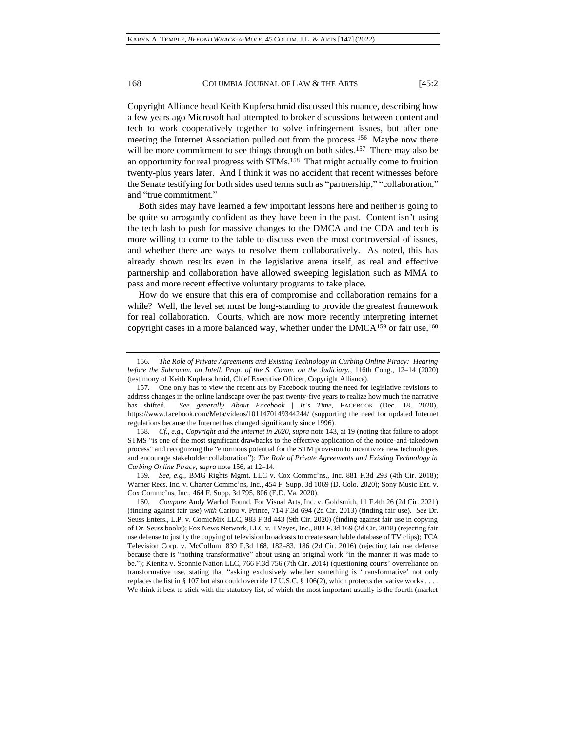Copyright Alliance head Keith Kupferschmid discussed this nuance, describing how a few years ago Microsoft had attempted to broker discussions between content and tech to work cooperatively together to solve infringement issues, but after one meeting the Internet Association pulled out from the process.[156] Maybe now there will be more commitment to see things through on both sides.[157] There may also be an opportunity for real progress with STMs.[158] That might actually come to fruition twenty-plus years later. And I think it was no accident that recent witnesses before the Senate testifying for both sides used terms such as "partnership," "collaboration," and "true commitment."

Both sides may have learned a few important lessons here and neither is going to be quite so arrogantly confident as they have been in the past. Content isn't using the tech lash to push for massive changes to the DMCA and the CDA and tech is more willing to come to the table to discuss even the most controversial of issues, and whether there are ways to resolve them collaboratively. As noted, this has already shown results even in the legislative arena itself, as real and effective partnership and collaboration have allowed sweeping legislation such as MMA to pass and more recent effective voluntary programs to take place.

How do we ensure that this era of compromise and collaboration remains for a while? Well, the level set must be long-standing to provide the greatest framework for real collaboration. Courts, which are now more recently interpreting internet copyright cases in a more balanced way, whether under the DMCA[159] or fair use,[160]

---

156. *The Role of Private Agreements and Existing Technology in Curbing Online Piracy: Hearing before the Subcomm. on Intell. Prop. of the S. Comm. on the Judiciary.*, 116th Cong., 12–14 (2020) (testimony of Keith Kupferschmid, Chief Executive Officer, Copyright Alliance).

157. One only has to view the recent ads by Facebook touting the need for legislative revisions to address changes in the online landscape over the past twenty-five years to realize how much the narrative has shifted. *See generally About Facebook | It's Time*, FACEBOOK (Dec. 18, 2020), https://www.facebook.com/Meta/videos/1011470149344244/ (supporting the need for updated Internet regulations because the Internet has changed significantly since 1996).

158. *Cf., e.g.*, *Copyright and the Internet in 2020*, *supra* note 143, at 19 (noting that failure to adopt STMS "is one of the most significant drawbacks to the effective application of the notice-and-takedown process" and recognizing the "enormous potential for the STM provision to incentivize new technologies and encourage stakeholder collaboration"); *The Role of Private Agreements and Existing Technology in Curbing Online Piracy*, *supra* note 156, at 12–14.

159. *See, e.g.*, BMG Rights Mgmt. LLC v. Cox Commc'ns., Inc. 881 F.3d 293 (4th Cir. 2018); Warner Recs. Inc. v. Charter Commc'ns, Inc., 454 F. Supp. 3d 1069 (D. Colo. 2020); Sony Music Ent. v. Cox Commc'ns, Inc., 464 F. Supp. 3d 795, 806 (E.D. Va. 2020).

160. *Compare* Andy Warhol Found. For Visual Arts, Inc. v. Goldsmith, 11 F.4th 26 (2d Cir. 2021) (finding against fair use) *with* Cariou v. Prince, 714 F.3d 694 (2d Cir. 2013) (finding fair use). *See* Dr. Seuss Enters., L.P. v. ComicMix LLC, 983 F.3d 443 (9th Cir. 2020) (finding against fair use in copying of Dr. Seuss books); Fox News Network, LLC v. TVeyes, Inc., 883 F.3d 169 (2d Cir. 2018) (rejecting fair use defense to justify the copying of television broadcasts to create searchable database of TV clips); TCA Television Corp. v. McCollum, 839 F.3d 168, 182–83, 186 (2d Cir. 2016) (rejecting fair use defense because there is "nothing transformative" about using an original work "in the manner it was made to be."); Kienitz v. Sconnie Nation LLC, 766 F.3d 756 (7th Cir. 2014) (questioning courts' overreliance on transformative use, stating that "asking exclusively whether something is 'transformative' not only replaces the list in § 107 but also could override 17 U.S.C. § 106(2), which protects derivative works . . . . We think it best to stick with the statutory list, of which the most important usually is the fourth (market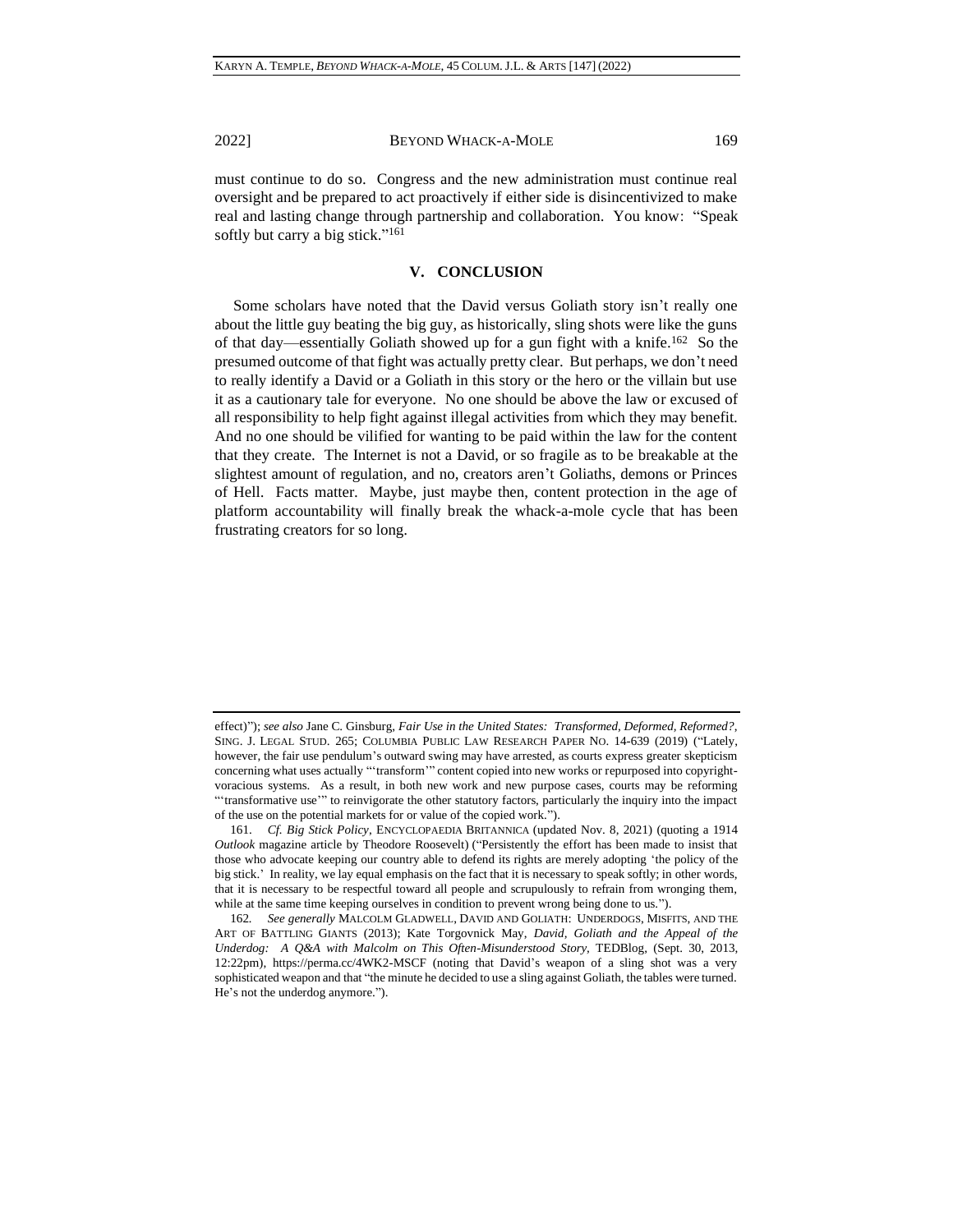must continue to do so. Congress and the new administration must continue real oversight and be prepared to act proactively if either side is disincentivized to make real and lasting change through partnership and collaboration. You know: "Speak softly but carry a big stick."[161]

## V. CONCLUSION

Some scholars have noted that the David versus Goliath story isn't really one about the little guy beating the big guy, as historically, sling shots were like the guns of that day—essentially Goliath showed up for a gun fight with a knife.[162] So the presumed outcome of that fight was actually pretty clear. But perhaps, we don't need to really identify a David or a Goliath in this story or the hero or the villain but use it as a cautionary tale for everyone. No one should be above the law or excused of all responsibility to help fight against illegal activities from which they may benefit. And no one should be vilified for wanting to be paid within the law for the content that they create. The Internet is not a David, or so fragile as to be breakable at the slightest amount of regulation, and no, creators aren't Goliaths, demons or Princes of Hell. Facts matter. Maybe, just maybe then, content protection in the age of platform accountability will finally break the whack-a-mole cycle that has been frustrating creators for so long.

---

effect)"); *see also* Jane C. Ginsburg, *Fair Use in the United States: Transformed, Deformed, Reformed?*, SING. J. LEGAL STUD. 265; COLUMBIA PUBLIC LAW RESEARCH PAPER NO. 14-639 (2019) ("Lately, however, the fair use pendulum's outward swing may have arrested, as courts express greater skepticism concerning what uses actually "'transform'" content copied into new works or repurposed into copyright-voracious systems. As a result, in both new work and new purpose cases, courts may be reforming "'transformative use'" to reinvigorate the other statutory factors, particularly the inquiry into the impact of the use on the potential markets for or value of the copied work.").

161. *Cf. Big Stick Policy*, ENCYCLOPAEDIA BRITANNICA (updated Nov. 8, 2021) (quoting a 1914 *Outlook* magazine article by Theodore Roosevelt) ("Persistently the effort has been made to insist that those who advocate keeping our country able to defend its rights are merely adopting 'the policy of the big stick.' In reality, we lay equal emphasis on the fact that it is necessary to speak softly; in other words, that it is necessary to be respectful toward all people and scrupulously to refrain from wronging them, while at the same time keeping ourselves in condition to prevent wrong being done to us.").

162. *See generally* MALCOLM GLADWELL, DAVID AND GOLIATH: UNDERDOGS, MISFITS, AND THE ART OF BATTLING GIANTS (2013); Kate Torgovnick May, *David, Goliath and the Appeal of the Underdog: A Q&A with Malcolm on This Often-Misunderstood Story*, TEDBlog, (Sept. 30, 2013, 12:22pm), https://perma.cc/4WK2-MSCF (noting that David's weapon of a sling shot was a very sophisticated weapon and that "the minute he decided to use a sling against Goliath, the tables were turned. He's not the underdog anymore.").